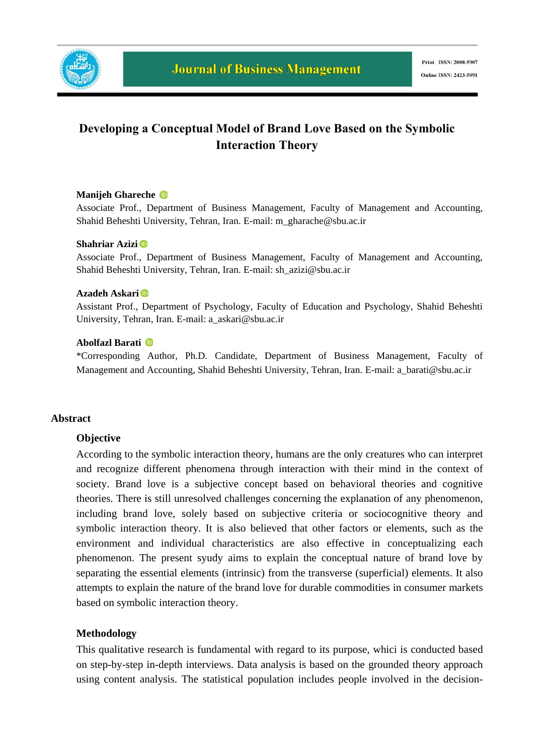# Developing a Conceptual Model of Brand Love Based on the Symbolic Interaction Theory

**Manijeh Ghareche**

Associate Prof., Department of Business Management, Faculty of Management and Accounting, Shahid Beheshti University, Tehran, Iran. E-mail: m_gharache@sbu.ac.ir

**Shahriar Azizi**

Associate Prof., Department of Business Management, Faculty of Management and Accounting, Shahid Beheshti University, Tehran, Iran. E-mail: sh_azizi@sbu.ac.ir

**Azadeh Askari**

Assistant Prof., Department of Psychology, Faculty of Education and Psychology, Shahid Beheshti University, Tehran, Iran. E-mail: a_askari@sbu.ac.ir

**Abolfazl Barati**

*Corresponding Author, Ph.D. Candidate, Department of Business Management, Faculty of Management and Accounting, Shahid Beheshti University, Tehran, Iran. E-mail: a_barati@sbu.ac.ir

## Abstract

### Objective

According to the symbolic interaction theory, humans are the only creatures who can interpret and recognize different phenomena through interaction with their mind in the context of society. Brand love is a subjective concept based on behavioral theories and cognitive theories. There is still unresolved challenges concerning the explanation of any phenomenon, including brand love, solely based on subjective criteria or sociocognitive theory and symbolic interaction theory. It is also believed that other factors or elements, such as the environment and individual characteristics are also effective in conceptualizing each phenomenon. The present syudy aims to explain the conceptual nature of brand love by separating the essential elements (intrinsic) from the transverse (superficial) elements. It also attempts to explain the nature of the brand love for durable commodities in consumer markets based on symbolic interaction theory.

### Methodology

This qualitative research is fundamental with regard to its purpose, whici is conducted based on step-by-step in-depth interviews. Data analysis is based on the grounded theory approach using content analysis. The statistical population includes people involved in the decision-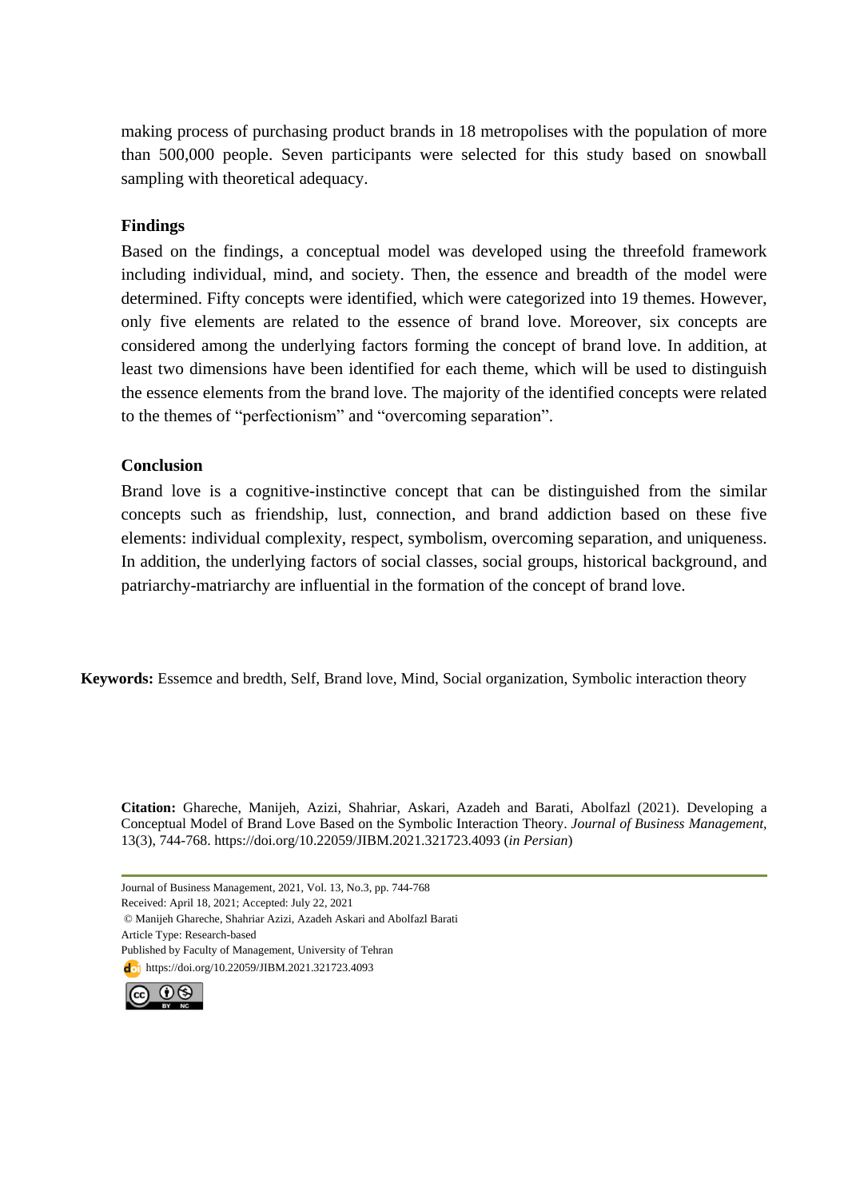making process of purchasing product brands in 18 metropolises with the population of more than 500,000 people. Seven participants were selected for this study based on snowball sampling with theoretical adequacy.

### Findings

Based on the findings, a conceptual model was developed using the threefold framework including individual, mind, and society. Then, the essence and breadth of the model were determined. Fifty concepts were identified, which were categorized into 19 themes. However, only five elements are related to the essence of brand love. Moreover, six concepts are considered among the underlying factors forming the concept of brand love. In addition, at least two dimensions have been identified for each theme, which will be used to distinguish the essence elements from the brand love. The majority of the identified concepts were related to the themes of "perfectionism" and "overcoming separation".

### Conclusion

Brand love is a cognitive-instinctive concept that can be distinguished from the similar concepts such as friendship, lust, connection, and brand addiction based on these five elements: individual complexity, respect, symbolism, overcoming separation, and uniqueness. In addition, the underlying factors of social classes, social groups, historical background, and patriarchy-matriarchy are influential in the formation of the concept of brand love.

**Keywords:** Essemce and bredth, Self, Brand love, Mind, Social organization, Symbolic interaction theory

**Citation:** Ghareche, Manijeh, Azizi, Shahriar, Askari, Azadeh and Barati, Abolfazl (2021). Developing a Conceptual Model of Brand Love Based on the Symbolic Interaction Theory. *Journal of Business Management*, 13(3), 744-768. https://doi.org/10.22059/JIBM.2021.321723.4093 (*in Persian*)

Journal of Business Management, 2021, Vol. 13, No.3, pp. 744-768
Received: April 18, 2021; Accepted: July 22, 2021
© Manijeh Ghareche, Shahriar Azizi, Azadeh Askari and Abolfazl Barati
Article Type: Research-based
Published by Faculty of Management, University of Tehran
https://doi.org/10.22059/JIBM.2021.321723.4093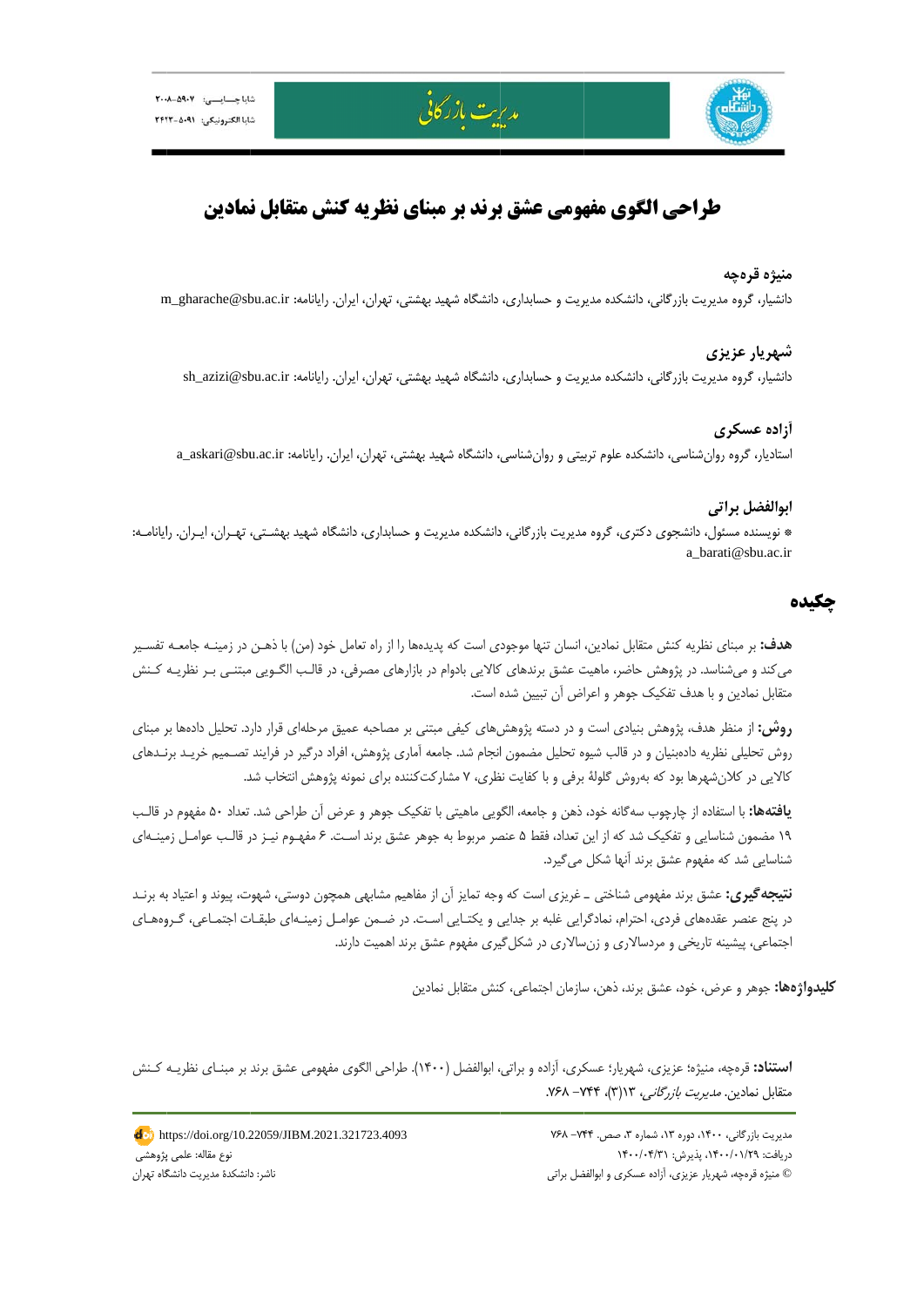# طراحی الگوی مفهومی عشق برند بر مبنای نظریه کنش متقابل نمادین

**منیژه قره‌چه**

دانشیار، گروه مدیریت بازرگانی، دانشکده مدیریت و حسابداری، دانشگاه شهید بهشتی، تهران، ایران. رایانامه: m_gharache@sbu.ac.ir

**شهریار عزیزی**

دانشیار، گروه مدیریت بازرگانی، دانشکده مدیریت و حسابداری، دانشگاه شهید بهشتی، تهران، ایران. رایانامه: sh_azizi@sbu.ac.ir

**آزاده عسکری**

استادیار، گروه روان‌شناسی، دانشکده علوم تربیتی و روان‌شناسی، دانشگاه شهید بهشتی، تهران، ایران. رایانامه: a_askari@sbu.ac.ir

**ابوالفضل براتی**

* نویسنده مسئول، دانشجوی دکتری، گروه مدیریت بازرگانی، دانشکده مدیریت و حسابداری، دانشگاه شهید بهشتی، تهران، ایران. رایانامه: a_barati@sbu.ac.ir

## چکیده

**هدف:** بر مبنای نظریه کنش متقابل نمادین، انسان تنها موجودی است که پدیده‌ها را از راه تعامل خود (من) با ذهن در زمینه جامعه تفسیر می‌کند و می‌شناسد. در پژوهش حاضر، ماهیت عشق برندهای کالای بادوام در بازارهای مصرفی، در قالب الگویی مبتنی بر نظریه کنش متقابل نمادین و با هدف تفکیک جوهر و اعراض آن تبیین شده است.

**روش:** از منظر هدف، پژوهش بنیادی است و در دسته پژوهش‌های کیفی مبتنی بر مصاحبه عمیق مرحله‌ای قرار دارد. تحلیل داده‌ها بر مبنای روش تحلیلی نظریه داده‌بنیان و در قالب شیوه تحلیل مضمون انجام شد. جامعه آماری پژوهش، افراد درگیر در فرایند تصمیم خرید برندهای کالایی در کلان‌شهرها بود که به‌روش گلولهٔ برفی و با کفایت نظری، ۷ مشارکت‌کننده برای نمونه پژوهش انتخاب شد.

**یافته‌ها:** با استفاده از چارچوب سه‌گانه خود، ذهن و جامعه، الگویی ماهیتی با تفکیک جوهر و عرض آن طراحی شد. تعداد ۵۰ مفهوم در قالب ۱۹ مضمون شناسایی و تفکیک شد که از این تعداد، فقط ۵ عنصر مربوط به جوهر عشق برند است. ۶ مفهوم نیز در قالب عوامل زمینه‌ای شناسایی شد که مفهوم عشق برند آنها شکل می‌گیرد.

**نتیجه‌گیری:** عشق برند مفهومی شناختی ـ غریزی است که وجه تمایز آن از مفاهیم مشابهی همچون دوستی، شهوت، پیوند و اعتیاد به برند در پنج عنصر عقده‌های فردی، احترام، نمادگرایی غلبه بر جدایی و یکتایی است. در ضمن عوامل زمینه‌ای طبقات اجتماعی، گروه‌های اجتماعی، پیشینه تاریخی و مردسالاری و زن‌سالاری در شکل‌گیری مفهوم عشق برند اهمیت دارند.

**کلیدواژه‌ها:** جوهر و عرض، خود، عشق برند، ذهن، سازمان اجتماعی، کنش متقابل نمادین

**استناد:** قره‌چه، منیژه؛ عزیزی، شهریار؛ عسکری، آزاده و براتی، ابوالفضل (۱۴۰۰). طراحی الگوی مفهومی عشق برند بر مبنای نظریه کنش متقابل نمادین. *مدیریت بازرگانی*، ۱۳(۳)، ۷۴۴- ۷۶۸.

مدیریت بازرگانی، ۱۴۰۰، دوره ۱۳، شماره ۳، صص. ۷۴۴- ۷۶۸

دریافت: ۱۴۰۰/۰۱/۲۹، پذیرش: ۱۴۰۰/۰۴/۳۱

© منیژه قره‌چه، شهریار عزیزی، آزاده عسکری و ابوالفضل براتی

https://doi.org/10.22059/JIBM.2021.321723.4093

نوع مقاله: علمی پژوهشی

ناشر: دانشکدهٔ مدیریت دانشگاه تهران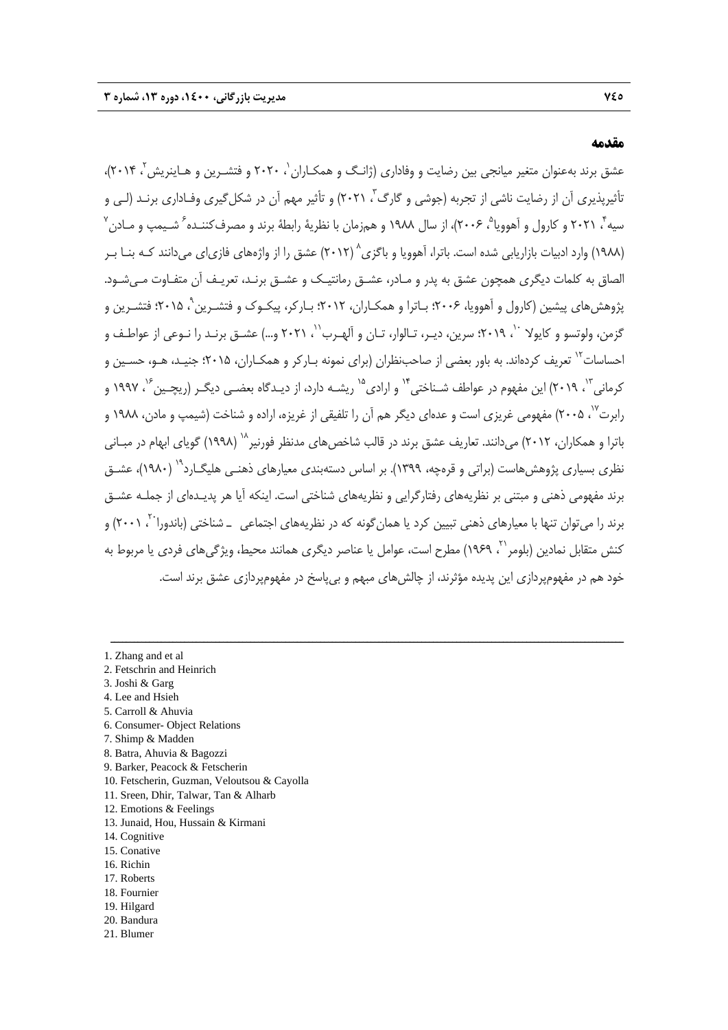## مقدمه

عشق برند به‌عنوان متغیر میانجی بین رضایت و وفاداری (ژانگ و همکاران[1]، ۲۰۲۰ و فتشرین و هاینریش[2]، ۲۰۱۴)، تأثیرپذیری آن از رضایت ناشی از تجربه (جوشی و گارگ[3]، ۲۰۲۱) و تأثیر مهم آن در شکل‌گیری وفاداری برند (لی و سیه[4]، ۲۰۲۱ و کارول و آهوویا[5]، ۲۰۰۶)، از سال ۱۹۸۸ و هم‌زمان با نظریهٔ رابطهٔ برند و مصرف‌کننده[6] شیمپ و مادن[7] (۱۹۸۸) وارد ادبیات بازاریابی شده است. باترا، آهوویا و باگزی[8] (۲۰۱۲) عشق را از واژه‌های فازی‌ای می‌دانند که بنا بر الصاق به کلمات دیگری همچون عشق به پدر و مادر، عشق رمانتیک و عشق برند، تعریف آن متفاوت می‌شود. پژوهش‌های پیشین (کارول و آهوویا، ۲۰۰۶؛ باترا و همکاران، ۲۰۱۲؛ بارکر، پیکوک و فتشرین[9]، ۲۰۱۵؛ فتشرین و گزمن، ولوتسو و کایولا[10]، ۲۰۱۹؛ سرین، دیر، تالوار، تان و آلهرب[11]، ۲۰۲۱ و...) عشق برند را نوعی از عواطف و احساسات[12] تعریف کرده‌اند. به باور بعضی از صاحب‌نظران (برای نمونه بارکر و همکاران، ۲۰۱۵؛ جنید، هو، حسین و کرمانی[13]، ۲۰۱۹) این مفهوم در عواطف شناختی[14] و ارادی[15] ریشه دارد، از دیدگاه بعضی دیگر (ریچین[16]، ۱۹۹۷ و رابرت[17]، ۲۰۰۵) مفهومی غریزی است و عده‌ای دیگر هم آن را تلفیقی از غریزه، اراده و شناخت (شیمپ و مادن، ۱۹۸۸ و باترا و همکاران، ۲۰۱۲) می‌دانند. تعاریف عشق برند در قالب شاخص‌های مدنظر فورنیر[18] (۱۹۹۸) گویای ابهام در مبانی نظری بسیاری پژوهش‌هاست (براتی و قرچه، ۱۳۹۹). بر اساس دسته‌بندی معیارهای ذهنی هلیگارد[19] (۱۹۸۰)، عشق برند مفهومی ذهنی و مبتنی بر نظریه‌های رفتارگرایی و نظریه‌های شناختی است. اینکه آیا هر پدیده‌ای از جمله عشق برند را می‌توان تنها با معیارهای ذهنی تبیین کرد یا همان‌گونه که در نظریه‌های اجتماعی ـ شناختی (باندورا[20]، ۲۰۰۱) و کنش متقابل نمادین (بلومر[21]، ۱۹۶۹) مطرح است، عوامل یا عناصر دیگری همانند محیط، ویژگی‌های فردی یا مربوط به خود هم در مفهوم‌پردازی این پدیده مؤثرند، از چالش‌های مبهم و بی‌پاسخ در مفهوم‌پردازی عشق برند است.

---

1. Zhang and et al
2. Fetschrin and Heinrich
3. Joshi & Garg
4. Lee and Hsieh
5. Carroll & Ahuvia
6. Consumer- Object Relations
7. Shimp & Madden
8. Batra, Ahuvia & Bagozzi
9. Barker, Peacock & Fetscherin
10. Fetscherin, Guzman, Veloutsou & Cayolla
11. Sreen, Dhir, Talwar, Tan & Alharb
12. Emotions & Feelings
13. Junaid, Hou, Hussain & Kirmani
14. Cognitive
15. Conative
16. Richin
17. Roberts
18. Fournier
19. Hilgard
20. Bandura
21. Blumer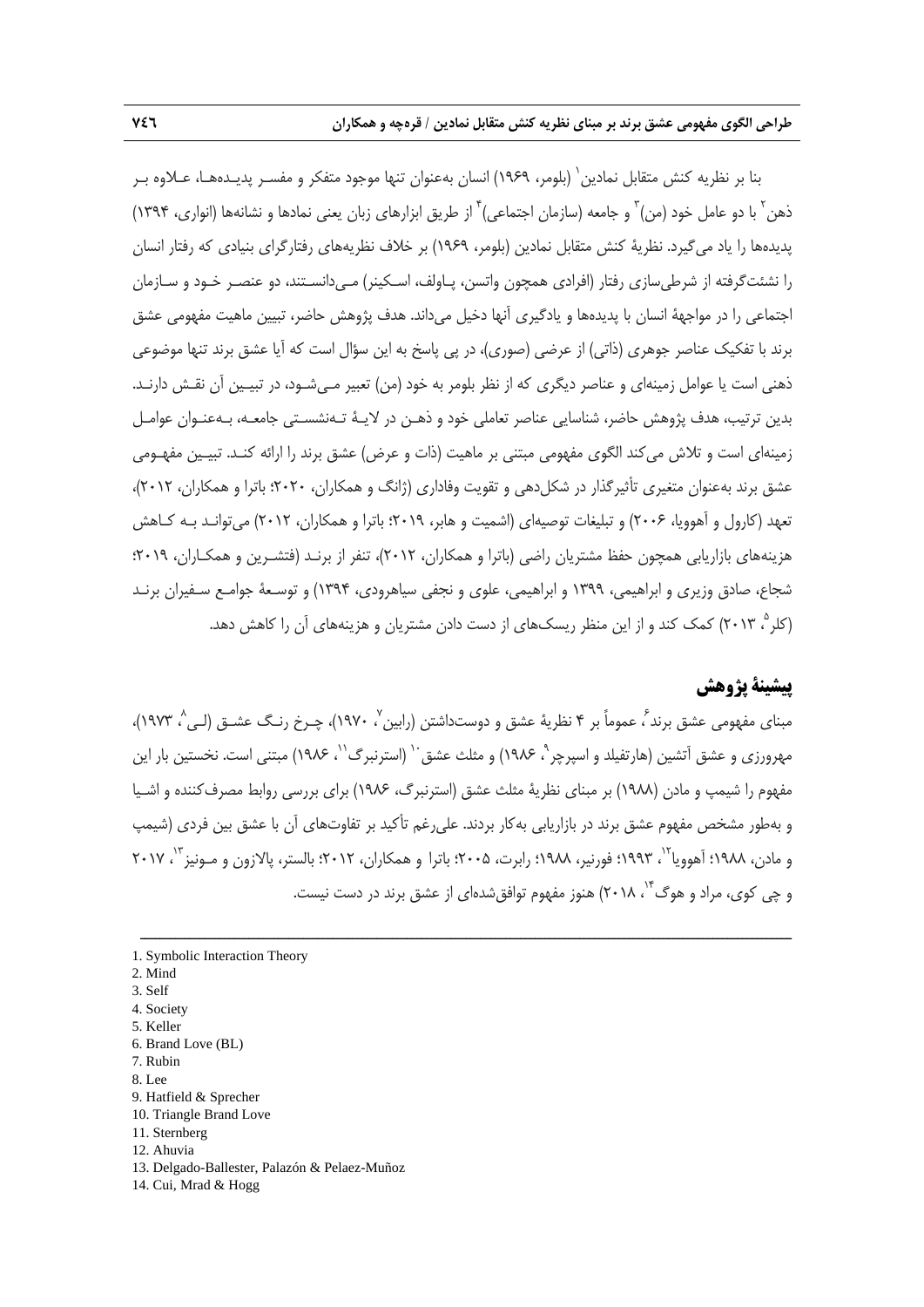بنا بر نظریه کنش متقابل نمادین[1] (بلومر، ۱۹۶۹) انسان به‌عنوان تنها موجود متفکر و مفسر پدیده‌ها، علاوه بر ذهن[2] با دو عامل خود (من)[3] و جامعه (سازمان اجتماعی)[4] از طریق ابزارهای زبان یعنی نمادها و نشانه‌ها (انواری، ۱۳۹۴) پدیده‌ها را یاد می‌گیرد. نظریهٔ کنش متقابل نمادین (بلومر، ۱۹۶۹) بر خلاف نظریه‌های رفتارگرای بنیادی که رفتار انسان را نشئت‌گرفته از شرطی‌سازی رفتار (افرادی همچون واتسن، پاولف، اسکینر) می‌دانستند، دو عنصر خود و سازمان اجتماعی را در مواجههٔ انسان با پدیده‌ها و یادگیری آنها دخیل می‌داند. هدف پژوهش حاضر، تبیین ماهیت مفهومی عشق برند با تفکیک عناصر جوهری (ذاتی) از عرضی (صوری)، در پی پاسخ به این سؤال است که آیا عشق برند تنها موضوعی ذهنی است یا عوامل زمینه‌ای و عناصر دیگری که از نظر بلومر به خود (من) تعبیر می‌شود، در تبیین آن نقش دارند. بدین ترتیب، هدف پژوهش حاضر، شناسایی عناصر تعاملی خود و ذهن در لایهٔ ته‌نشستی جامعه، به‌عنوان عوامل زمینه‌ای است و تلاش می‌کند الگوی مفهومی مبتنی بر ماهیت (ذات و عرض) عشق برند را ارائه کند. تبیین مفهومی عشق برند به‌عنوان متغیری تأثیرگذار در شکل‌دهی و تقویت وفاداری (ژانگ و همکاران، ۲۰۲۰؛ باترا و همکاران، ۲۰۱۲)، تعهد (کارول و آهوویا، ۲۰۰۶) و تبلیغات توصیه‌ای (اشمیت و هابر، ۲۰۱۹؛ باترا و همکاران، ۲۰۱۲) می‌تواند به کاهش هزینه‌های بازاریابی همچون حفظ مشتریان راضی (باترا و همکاران، ۲۰۱۲)، تنفر از برند (فتشرین و همکاران، ۲۰۱۹؛ شجاع، صادق وزیری و ابراهیمی، ۱۳۹۹ و ابراهیمی، علوی و نجفی سیاهرودی، ۱۳۹۴) و توسعهٔ جوامع سفیران برند (کلر[5]، ۲۰۱۳) کمک کند و از این منظر ریسک‌های از دست دادن مشتریان و هزینه‌های آن را کاهش دهد.

## پیشینهٔ پژوهش

مبنای مفهومی عشق برند[6]، عموماً بر ۴ نظریهٔ عشق و دوست‌داشتن (رابین[7]، ۱۹۷۰)، چرخ رنگ عشق (لی[8]، ۱۹۷۳)، مهرورزی و عشق آتشین (هارتفیلد و اسپرچر[9]، ۱۹۸۶) و مثلث عشق[10] (استرنبرگ[11]، ۱۹۸۶) مبتنی است. نخستین بار این مفهوم را شیمپ و مادن (۱۹۸۸) بر مبنای نظریهٔ مثلث عشق (استرنبرگ، ۱۹۸۶) برای بررسی روابط مصرف‌کننده و اشیا و به‌طور مشخص مفهوم عشق برند در بازاریابی به‌کار بردند. علی‌رغم تأکید بر تفاوت‌های آن با عشق بین فردی (شیمپ و مادن، ۱۹۸۸؛ آهوویا[12]، ۱۹۹۳؛ فورنیر، ۱۹۸۸؛ رابرت، ۲۰۰۵؛ باترا و همکاران، ۲۰۱۲؛ بالستر، پالازون و مونیز[13]، ۲۰۱۷ و چی کوی، مراد و هوگ[14]، ۲۰۱۸) هنوز مفهوم توافق‌شده‌ای از عشق برند در دست نیست.

---

1. Symbolic Interaction Theory
2. Mind
3. Self
4. Society
5. Keller
6. Brand Love (BL)
7. Rubin
8. Lee
9. Hatfield & Sprecher
10. Triangle Brand Love
11. Sternberg
12. Ahuvia
13. Delgado-Ballester, Palazón & Pelaez-Muñoz
14. Cui, Mrad & Hogg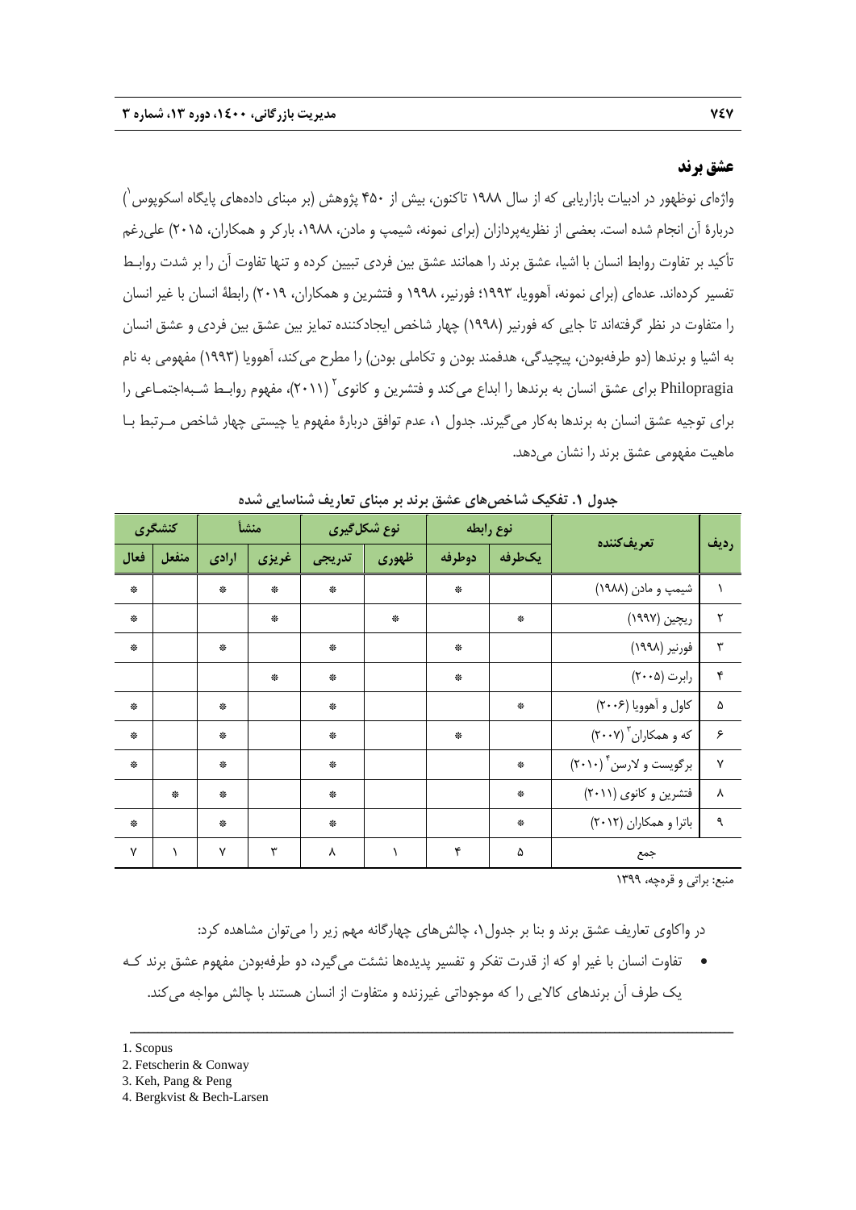## عشق برند

واژه‌ای نوظهور در ادبیات بازاریابی که از سال ۱۹۸۸ تاکنون، بیش از ۴۵۰ پژوهش (بر مبنای داده‌های پایگاه اسکوپوس[1]) دربارهٔ آن انجام شده است. بعضی از نظریه‌پردازان (برای نمونه، شیمپ و مادن، ۱۹۸۸، بارکر و همکاران، ۲۰۱۵) علی‌رغم تأکید بر تفاوت روابط انسان با اشیا، عشق برند را همانند عشق بین فردی تبیین کرده و تنها تفاوت آن را بر شدت روابط تفسیر کرده‌اند. عده‌ای (برای نمونه، آهوویا، ۱۹۹۳؛ فورنیر، ۱۹۹۸ و فتشرین و همکاران، ۲۰۱۹) رابطهٔ انسان با غیر انسان را متفاوت در نظر گرفته‌اند تا جایی که فورنیر (۱۹۹۸) چهار شاخص ایجادکننده تمایز بین عشق بین فردی و عشق انسان به اشیا و برندها (دو طرفه‌بودن، پیچیدگی، هدفمند بودن و تکاملی بودن) را مطرح می‌کند، آهوویا (۱۹۹۳) مفهومی به نام Philopragia برای عشق انسان به برندها را ابداع می‌کند و فتشرین و کانوی[2] (۲۰۱۱)، مفهوم روابط شبه‌اجتماعی را برای توجیه عشق انسان به برندها به‌کار می‌گیرند. جدول ۱، عدم توافق دربارهٔ مفهوم یا چیستی چهار شاخص مرتبط با ماهیت مفهومی عشق برند را نشان می‌دهد.

**جدول ۱. تفکیک شاخص‌های عشق برند بر مبنای تعاریف شناسایی شده**

| ردیف | تعریف‌کننده | نوع رابطه | | نوع شکل‌گیری | | منشأ | | کنشگری | |
|---|---|---|---|---|---|---|---|---|---|
| | | یک‌طرفه | دوطرفه | ظهوری | تدریجی | غریزی | ارادی | منفعل | فعال |
| ۱ | شیمپ و مادن (۱۹۸۸) | | ❋ | | ❋ | ❋ | ❋ | | ❋ |
| ۲ | ریچین (۱۹۹۷) | ❋ | | ❋ | | ❋ | | | ❋ |
| ۳ | فورنیر (۱۹۹۸) | | ❋ | | ❋ | | ❋ | | ❋ |
| ۴ | رابرت (۲۰۰۵) | | ❋ | | ❋ | ❋ | | | |
| ۵ | کاول و آهوویا (۲۰۰۶) | ❋ | | | ❋ | | ❋ | | ❋ |
| ۶ | که و همکاران[3] (۲۰۰۷) | | ❋ | | ❋ | | ❋ | | ❋ |
| ۷ | برگویست و لارسن[4] (۲۰۱۰) | ❋ | | | ❋ | | ❋ | | ❋ |
| ۸ | فتشرین و کانوی (۲۰۱۱) | ❋ | | | ❋ | | ❋ | ❋ | |
| ۹ | باترا و همکاران (۲۰۱۲) | ❋ | | | ❋ | | ❋ | | ❋ |
| | جمع | ۵ | ۴ | ۱ | ۸ | ۳ | ۷ | ۱ | ۷ |

منبع: براتی و قرهچه، ۱۳۹۹

در واکاوی تعاریف عشق برند و بنا بر جدول۱، چالش‌های چهارگانه مهم زیر را می‌توان مشاهده کرد:

- تفاوت انسان با غیر او که از قدرت تفکر و تفسیر پدیده‌ها نشئت می‌گیرد، دو طرفه‌بودن مفهوم عشق برند کـه یک طرف آن برندهای کالایی را که موجوداتی غیرزنده و متفاوت از انسان هستند با چالش مواجه می‌کند.

---

1. Scopus
2. Fetscherin & Conway
3. Keh, Pang & Peng
4. Bergkvist & Bech-Larsen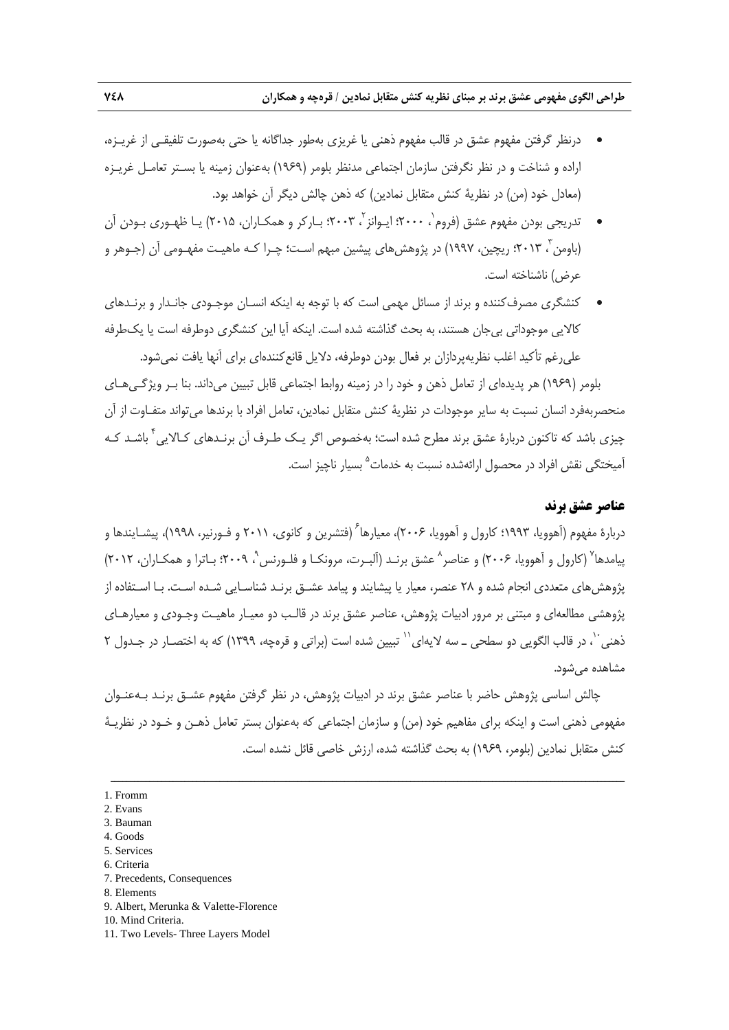- درنظر گرفتن مفهوم عشق در قالب مفهوم ذهنی یا غریزی به‌طور جداگانه یا حتی به‌صورت تلفیقی از غریزه، اراده و شناخت و در نظر نگرفتن سازمان اجتماعی مدنظر بلومر (۱۹۶۹) به‌عنوان زمینه یا بستر تعامل غریزه (معادل خود (من) در نظریهٔ کنش متقابل نمادین) که ذهن چالش دیگر آن خواهد بود.
- تدریجی بودن مفهوم عشق (فروم[1]، ۲۰۰۰؛ ایوانز[2]، ۲۰۰۳؛ بارکر و همکاران، ۲۰۱۵) یا ظهوری بودن آن (باومن[3]، ۲۰۱۳؛ ریچین، ۱۹۹۷) در پژوهش‌های پیشین مبهم است؛ چرا که ماهیت مفهومی آن (جوهر و عرض) ناشناخته است.
- کنشگری مصرف‌کننده و برند از مسائل مهمی است که با توجه به اینکه انسان موجودی جاندار و برندهای کالایی موجوداتی بی‌جان هستند، به بحث گذاشته شده است. اینکه آیا این کنشگری دوطرفه است یا یک‌طرفه علی‌رغم تأکید اغلب نظریه‌پردازان بر فعال بودن دوطرفه، دلایل قانع‌کننده‌ای برای آنها یافت نمی‌شود.

بلومر (۱۹۶۹) هر پدیده‌ای از تعامل ذهن و خود را در زمینه روابط اجتماعی قابل تبیین می‌داند. بنا بر ویژگی‌های منحصربه‌فرد انسان نسبت به سایر موجودات در نظریهٔ کنش متقابل نمادین، تعامل افراد با برندها می‌تواند متفاوت از آن چیزی باشد که تاکنون دربارهٔ عشق برند مطرح شده است؛ به‌خصوص اگر یک طرف آن برندهای کالایی[4] باشد که آمیختگی نقش افراد در محصول ارائه‌شده نسبت به خدمات[5] بسیار ناچیز است.

## عناصر عشق برند

دربارهٔ مفهوم (آهوویا، ۱۹۹۳؛ کارول و آهوویا، ۲۰۰۶)، معیارها[6] (فتشرین و کانوی، ۲۰۱۱ و فورنیر، ۱۹۹۸)، پیشایندها و پیامدها[7] (کارول و آهوویا، ۲۰۰۶) و عناصر[8] عشق برند (آلبرت، مرونکا و فلورنس[9]، ۲۰۰۹؛ باترا و همکاران، ۲۰۱۲) پژوهش‌های متعددی انجام شده و ۲۸ عنصر، معیار یا پیشایند و پیامد عشق برند شناسایی شده است. با استفاده از پژوهشی مطالعه‌ای و مبتنی بر مرور ادبیات پژوهش، عناصر عشق برند در قالب دو معیار ماهیت وجودی و معیارهای ذهنی[10]، در قالب الگویی دو سطحی ـ سه لایه‌ای[11] تبیین شده است (براتی و قرەچه، ۱۳۹۹) که به اختصار در جدول ۲ مشاهده می‌شود.

چالش اساسی پژوهش حاضر با عناصر عشق برند در ادبیات پژوهش، در نظر گرفتن مفهوم عشق برند به‌عنوان مفهومی ذهنی است و اینکه برای مفاهیم خود (من) و سازمان اجتماعی که به‌عنوان بستر تعامل ذهن و خود در نظریهٔ کنش متقابل نمادین (بلومر، ۱۹۶۹) به بحث گذاشته شده، ارزش خاصی قائل نشده است.

---

1. Fromm
2. Evans
3. Bauman
4. Goods
5. Services
6. Criteria
7. Precedents, Consequences
8. Elements
9. Albert, Merunka & Valette-Florence
10. Mind Criteria.
11. Two Levels- Three Layers Model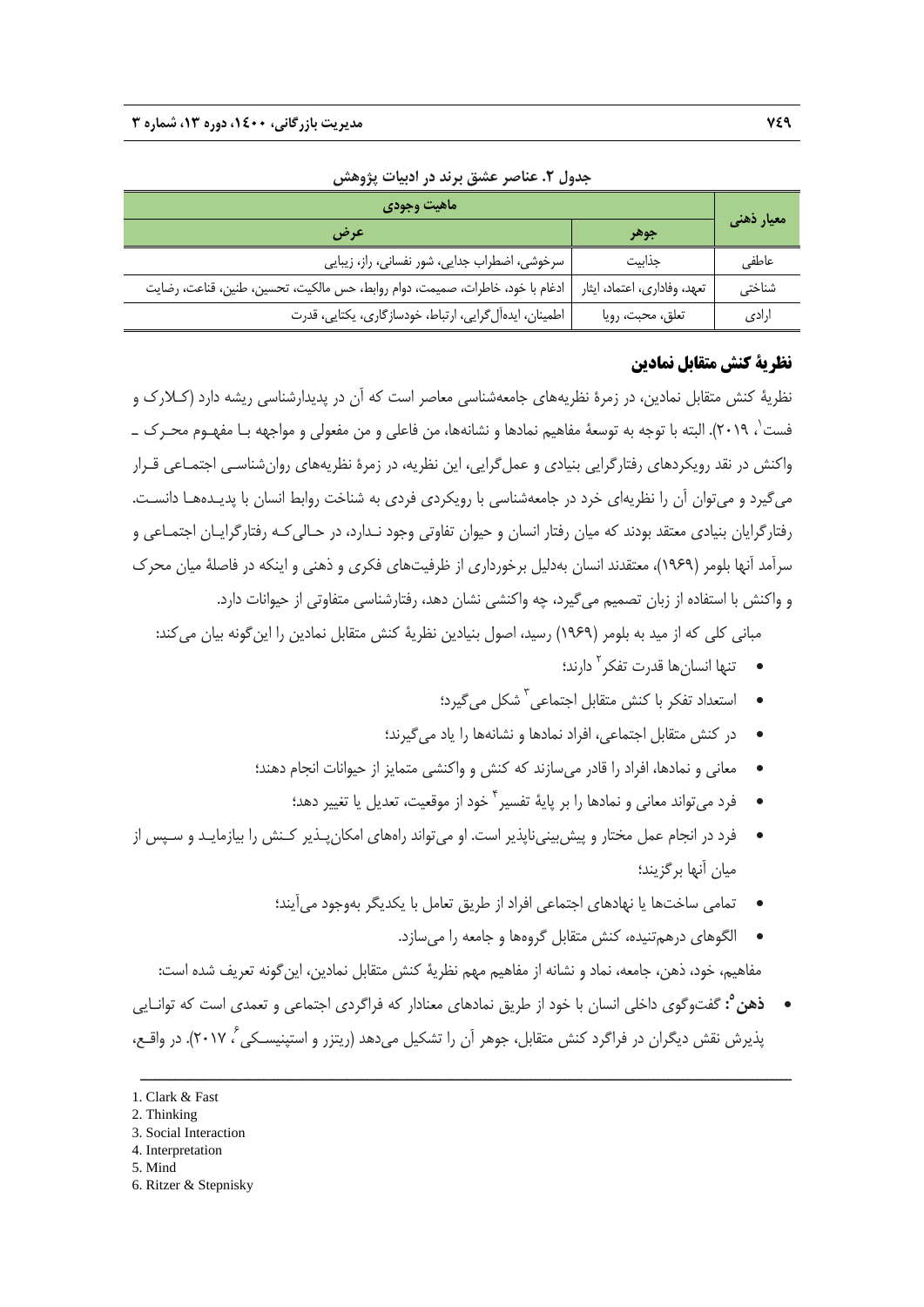**جدول ۲. عناصر عشق برند در ادبیات پژوهش**

| معیار ذهنی | ماهیت وجودی | |
|---|---|---|
| | جوهر | عرض |
| عاطفی | جذابیت | سرخوشی، اضطراب جدایی، شور نفسانی، راز، زیبایی |
| شناختی | تعهد، وفاداری، اعتماد، ایثار | ادغام با خود، خاطرات، صمیمت، دوام روابط، حس مالکیت، تحسین، طنین، قناعت، رضایت |
| ارادی | تعلق، محبت، رویا | اطمینان، ایده‌آل‌گرایی، ارتباط، خودسازگاری، یکتایی، قدرت |

## نظریهٔ کنش متقابل نمادین

نظریهٔ کنش متقابل نمادین، در زمرهٔ نظریه‌های جامعه‌شناسی معاصر است که آن در پدیدارشناسی ریشه دارد (کلارک و فست[1]، ۲۰۱۹). البته با توجه به توسعهٔ مفاهیم نمادها و نشانه‌ها، من فاعلی و من مفعولی و مواجهه با مفهوم محرک ـ واکنش در نقد رویکردهای رفتارگرایی بنیادی و عمل‌گرایی، این نظریه، در زمرهٔ نظریه‌های روان‌شناسی اجتماعی قرار می‌گیرد و می‌توان آن را نظریه‌ای خرد در جامعه‌شناسی با رویکردی فردی به شناخت روابط انسان با پدیده‌ها دانست. رفتارگرایان بنیادی معتقد بودند که میان رفتار انسان و حیوان تفاوتی وجود ندارد، در حالی‌که رفتارگرایان اجتماعی و سرآمد آنها بلومر (۱۹۶۹)، معتقدند انسان به‌دلیل برخورداری از ظرفیت‌های فکری و ذهنی و اینکه در فاصلهٔ میان محرک و واکنش با استفاده از زبان تصمیم می‌گیرد، چه واکنشی نشان دهد، رفتارشناسی متفاوتی از حیوانات دارد.

مبانی کلی که از مید به بلومر (۱۹۶۹) رسید، اصول بنیادین نظریهٔ کنش متقابل نمادین را این‌گونه بیان می‌کند:

- تنها انسان‌ها قدرت تفکر[2] دارند؛
- استعداد تفکر با کنش متقابل اجتماعی[3] شکل می‌گیرد؛
- در کنش متقابل اجتماعی، افراد نمادها و نشانه‌ها را یاد می‌گیرند؛
- معانی و نمادها، افراد را قادر می‌سازند که کنش و واکنشی متمایز از حیوانات انجام دهند؛
- فرد می‌تواند معانی و نمادها را بر پایهٔ تفسیر[4] خود از موقعیت، تعدیل یا تغییر دهد؛
- فرد در انجام عمل مختار و پیش‌بینی‌ناپذیر است. او می‌تواند راه‌های امکان‌پذیر کنش را بیازماید و سپس از میان آنها برگزیند؛
- تمامی ساخت‌ها یا نهادهای اجتماعی افراد از طریق تعامل با یکدیگر به‌وجود می‌آیند؛
- الگوهای درهم‌تنیده، کنش متقابل گروه‌ها و جامعه را می‌سازد.

مفاهیم، خود، ذهن، جامعه، نماد و نشانه از مفاهیم مهم نظریهٔ کنش متقابل نمادین، این‌گونه تعریف شده است:

- **ذهن[5]:** گفت‌وگوی داخلی انسان با خود از طریق نمادهای معنادار که فراگردی اجتماعی و تعمدی است که توانایی پذیرش نقش دیگران در فراگرد کنش متقابل، جوهر آن را تشکیل می‌دهد (ریتزر و استپنیسکی[6]، ۲۰۱۷). در واقع،

---

1. Clark & Fast
2. Thinking
3. Social Interaction
4. Interpretation
5. Mind
6. Ritzer & Stepnisky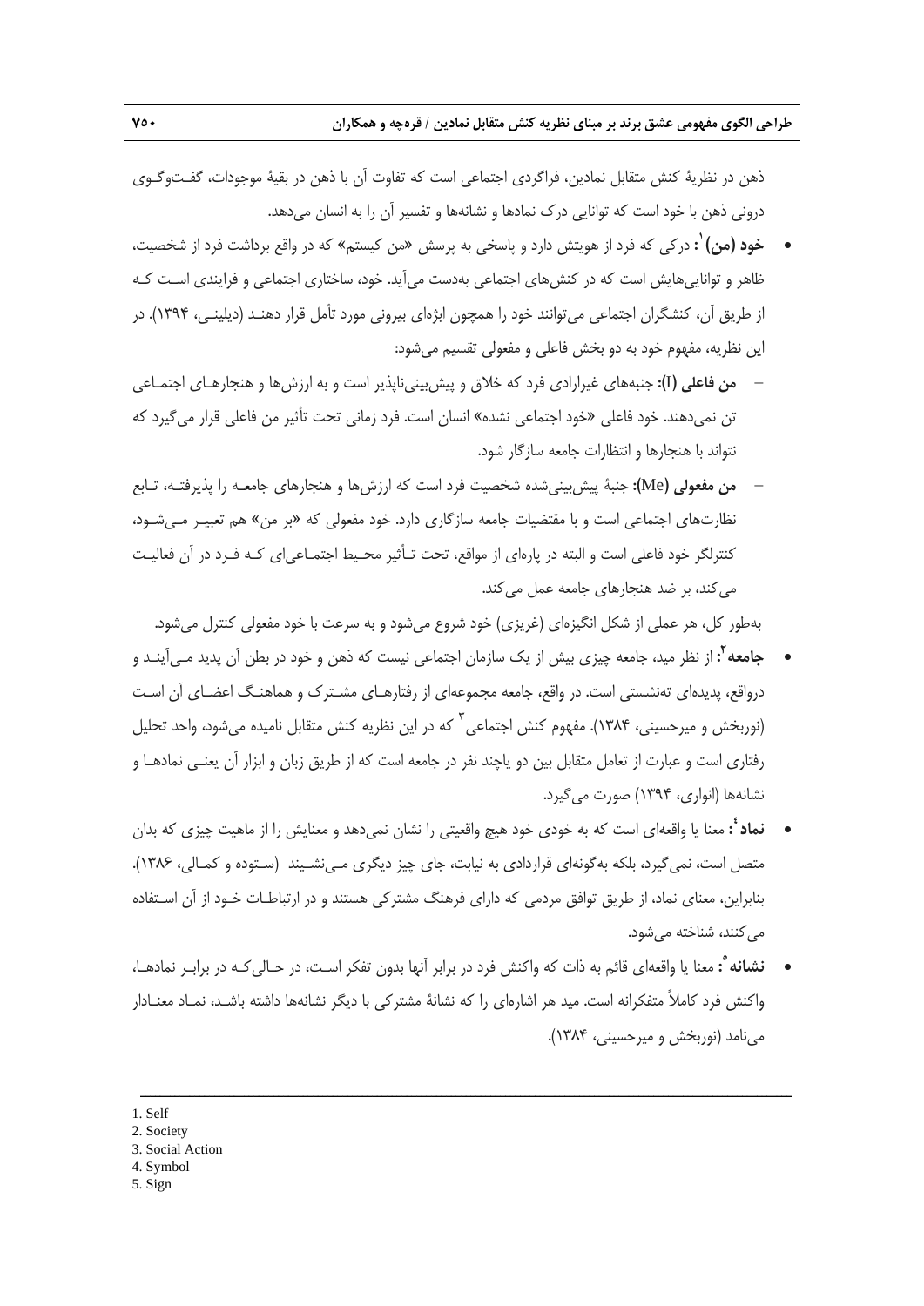ذهن در نظریهٔ کنش متقابل نمادین، فراگردی اجتماعی است که تفاوت آن با ذهن در بقیهٔ موجودات، گفت‌وگوی درونی ذهن با خود است که توانایی درک نمادها و نشانه‌ها و تفسیر آن را به انسان می‌دهد.

- **خود (من)** [1]**:** درکی که فرد از هویتش دارد و پاسخی به پرسش «من کیستم» که در واقع برداشت فرد از شخصیت، ظاهر و توانایی‌هایش است که در کنش‌های اجتماعی به‌دست می‌آید. خود، ساختاری اجتماعی و فرایندی است که از طریق آن، کنشگران اجتماعی می‌توانند خود را همچون ابژه‌ای بیرونی مورد تأمل قرار دهند (دیلینی، ۱۳۹۴). در این نظریه، مفهوم خود به دو بخش فاعلی و مفعولی تقسیم می‌شود:
  - **من فاعلی (I):** جنبه‌های غیرارادی فرد که خلاق و پیش‌بینی‌ناپذیر است و به ارزش‌ها و هنجارهای اجتماعی تن نمی‌دهند. خود فاعلی «خود اجتماعی نشده» انسان است. فرد زمانی تحت تأثیر من فاعلی قرار می‌گیرد که نتواند با هنجارها و انتظارات جامعه سازگار شود.
  - **من مفعولی (Me):** جنبهٔ پیش‌بینی‌شده شخصیت فرد است که ارزش‌ها و هنجارهای جامعه را پذیرفته، تابع نظارت‌های اجتماعی است و با مقتضیات جامعه سازگاری دارد. خود مفعولی که «بر من» هم تعبیر می‌شود، کنترلگر خود فاعلی است و البته در پاره‌ای از مواقع، تحت تأثیر محیط اجتماعی‌ای که فرد در آن فعالیت می‌کند، بر ضد هنجارهای جامعه عمل می‌کند.

  به‌طور کل، هر عملی از شکل انگیزه‌ای (غریزی) خود شروع می‌شود و به سرعت با خود مفعولی کنترل می‌شود.
- **جامعه** [2]**:** از نظر مید، جامعه چیزی بیش از یک سازمان اجتماعی نیست که ذهن و خود در بطن آن پدید می‌آیند و درواقع، پدیده‌ای ته‌نشستی است. در واقع، جامعه مجموعه‌ای از رفتارهای مشترک و هماهنگ اعضای آن است (نوربخش و میرحسینی، ۱۳۸۴). مفهوم کنش اجتماعی [3] که در این نظریه کنش متقابل نامیده می‌شود، واحد تحلیل رفتاری است و عبارت از تعامل متقابل بین دو یاچند نفر در جامعه است که از طریق زبان و ابزار آن یعنی نمادها و نشانه‌ها (انواری، ۱۳۹۴) صورت می‌گیرد.
- **نماد** [4]**:** معنا یا واقعه‌ای است که به خودی خود هیچ واقعیتی را نشان نمی‌دهد و معنایش را از ماهیت چیزی که بدان متصل است، نمی‌گیرد، بلکه به‌گونه‌ای قراردادی به نیابت، جای چیز دیگری می‌نشیند (ستوده و کمالی، ۱۳۸۶). بنابراین، معنای نماد، از طریق توافق مردمی که دارای فرهنگ مشترکی هستند و در ارتباطات خود از آن استفاده می‌کنند، شناخته می‌شود.
- **نشانه** [5]**:** معنا یا واقعه‌ای قائم به ذات که واکنش فرد در برابر آنها بدون تفکر است، در حالی‌که در برابر نمادها، واکنش فرد کاملاً متفکرانه است. مید هر اشاره‌ای را که نشانهٔ مشترکی با دیگر نشانه‌ها داشته باشد، نماد معنادار می‌نامد (نوربخش و میرحسینی، ۱۳۸۴).

---

1. Self
2. Society
3. Social Action
4. Symbol
5. Sign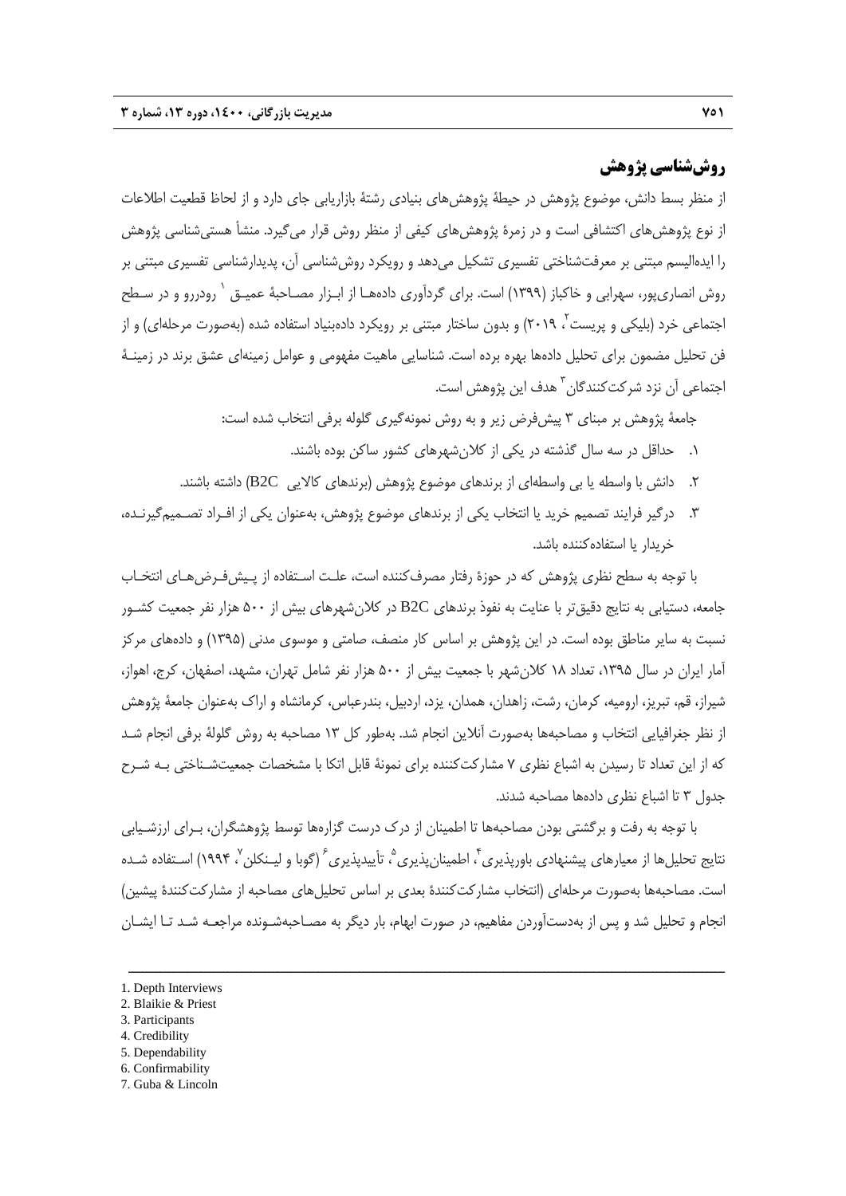## روش‌شناسی پژوهش

از منظر بسط دانش، موضوع پژوهش در حیطهٔ پژوهش‌های بنیادی رشتهٔ بازاریابی جای دارد و از لحاظ قطعیت اطلاعات از نوع پژوهش‌های اکتشافی است و در زمرهٔ پژوهش‌های کیفی از منظر روش قرار می‌گیرد. منشأ هستی‌شناسی پژوهش را ایده‌الیسم مبتنی بر معرفت‌شناختی تفسیری تشکیل می‌دهد و رویکرد روش‌شناسی آن، پدیدارشناسی تفسیری مبتنی بر روش انصاری‌پور، سهرابی و خاکباز (۱۳۹۹) است. برای گردآوری داده‌ها از ابزار مصاحبهٔ عمیق[1] رودررو و در سطح اجتماعی خرد (بلیکی و پریست[2]، ۲۰۱۹) و بدون ساختار مبتنی بر رویکرد داده‌بنیاد استفاده شده (به‌صورت مرحله‌ای) و از فن تحلیل مضمون برای تحلیل داده‌ها بهره برده است. شناسایی ماهیت مفهومی و عوامل زمینه‌ای عشق برند در زمینهٔ اجتماعی آن نزد شرکت‌کنندگان[3] هدف این پژوهش است.

جامعهٔ پژوهش بر مبنای ۳ پیش‌فرض زیر و به روش نمونه‌گیری گلوله برفی انتخاب شده است:

۱. حداقل در سه سال گذشته در یکی از کلان‌شهرهای کشور ساکن بوده باشند.

۲. دانش با واسطه یا بی واسطه‌ای از برندهای موضوع پژوهش (برندهای کالایی B2C) داشته باشند.

۳. درگیر فرایند تصمیم خرید یا انتخاب یکی از برندهای موضوع پژوهش، به‌عنوان یکی از افراد تصمیم‌گیرنده، خریدار یا استفاده‌کننده باشد.

با توجه به سطح نظری پژوهش که در حوزهٔ رفتار مصرف‌کننده است، علت استفاده از پیش‌فرض‌های انتخاب جامعه، دستیابی به نتایج دقیق‌تر با عنایت به نفوذ برندهای B2C در کلان‌شهرهای بیش از ۵۰۰ هزار نفر جمعیت کشور نسبت به سایر مناطق بوده است. در این پژوهش بر اساس کار منصف، صامتی و موسوی مدنی (۱۳۹۵) و داده‌های مرکز آمار ایران در سال ۱۳۹۵، تعداد ۱۸ کلان‌شهر با جمعیت بیش از ۵۰۰ هزار نفر شامل تهران، مشهد، اصفهان، کرج، اهواز، شیراز، قم، تبریز، ارومیه، کرمان، رشت، زاهدان، همدان، یزد، اردبیل، بندرعباس، کرمانشاه و اراک به‌عنوان جامعهٔ پژوهش از نظر جغرافیایی انتخاب و مصاحبه‌ها به‌صورت آنلاین انجام شد. به‌طور کل ۱۳ مصاحبه به روش گلولهٔ برفی انجام شد که از این تعداد تا رسیدن به اشباع نظری ۷ مشارکت‌کننده برای نمونهٔ قابل اتکا با مشخصات جمعیت‌شناختی به شرح جدول ۳ تا اشباع نظری داده‌ها مصاحبه شدند.

با توجه به رفت و برگشتی بودن مصاحبه‌ها تا اطمینان از درک درست گزاره‌ها توسط پژوهشگران، برای ارزشیابی نتایج تحلیل‌ها از معیارهای پیشنهادی باورپذیری[4]، اطمینان‌پذیری[5]، تأییدپذیری[6] (گوبا و لینکلن[7]، ۱۹۹۴) استفاده شده است. مصاحبه‌ها به‌صورت مرحله‌ای (انتخاب مشارکت‌کنندهٔ بعدی بر اساس تحلیل‌های مصاحبه از مشارکت‌کنندهٔ پیشین) انجام و تحلیل شد و پس از به‌دست‌آوردن مفاهیم، در صورت ابهام، بار دیگر به مصاحبه‌شونده مراجعه شد تا ایشان

---

1. Depth Interviews
2. Blaikie & Priest
3. Participants
4. Credibility
5. Dependability
6. Confirmability
7. Guba & Lincoln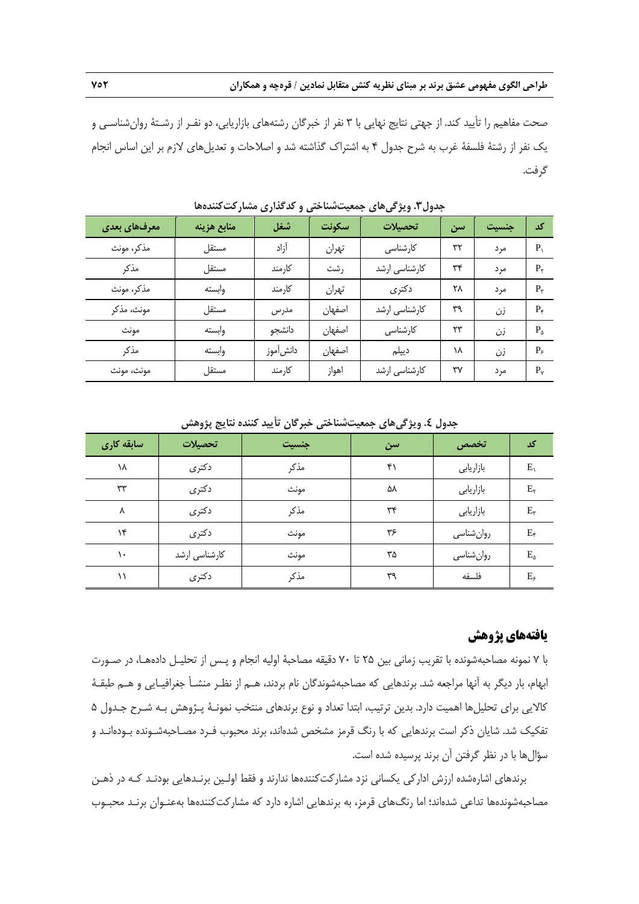صحت مفاهیم را تأیید کند. از جهتی نتایج نهایی با ۳ نفر از خبرگان رشته‌های بازاریابی، دو نفر از رشتهٔ روان‌شناسی و یک نفر از رشتهٔ فلسفهٔ غرب به شرح جدول ۴ به اشتراک گذاشته شد و اصلاحات و تعدیل‌های لازم بر این اساس انجام گرفت.

**جدول۳. ویژگی‌های جمعیت‌شناختی و کدگذاری مشارکت‌کننده‌ها**

| کد | جنسیت | سن | تحصیلات | سکونت | شغل | منابع هزینه | معرف‌های بعدی |
|---|---|---|---|---|---|---|---|
| $P_1$ | مرد | ۳۲ | کارشناسی | تهران | آزاد | مستقل | مذکر، مونث |
| $P_2$ | مرد | ۳۴ | کارشناسی ارشد | رشت | کارمند | مستقل | مذکر |
| $P_3$ | مرد | ۲۸ | دکتری | تهران | کارمند | وابسته | مذکر، مونث |
| $P_4$ | زن | ۳۹ | کارشناسی ارشد | اصفهان | مدرس | مستقل | مونث، مذکر |
| $P_5$ | زن | ۲۳ | کارشناسی | اصفهان | دانشجو | وابسته | مونث |
| $P_6$ | زن | ۱۸ | دیپلم | اصفهان | دانش‌آموز | وابسته | مذکر |
| $P_7$ | مرد | ۳۷ | کارشناسی ارشد | اهواز | کارمند | مستقل | مونث، مونث |

**جدول ٤. ویژگی‌های جمعیت‌شناختی خبرگان تأیید کننده نتایج پژوهش**

| کد | تخصص | سن | جنسیت | تحصیلات | سابقه کاری |
|---|---|---|---|---|---|
| $E_1$ | بازاریابی | ۴۱ | مذکر | دکتری | ۱۸ |
| $E_2$ | بازاریابی | ۵۸ | مونث | دکتری | ۳۳ |
| $E_3$ | بازاریابی | ۳۴ | مذکر | دکتری | ۸ |
| $E_4$ | روان‌شناسی | ۳۶ | مونث | دکتری | ۱۴ |
| $E_5$ | روان‌شناسی | ۳۵ | مونث | کارشناسی ارشد | ۱۰ |
| $E_6$ | فلسفه | ۳۹ | مذکر | دکتری | ۱۱ |

## یافته‌های پژوهش

با ۷ نمونه مصاحبه‌شونده با تقریب زمانی بین ۲۵ تا ۷۰ دقیقه مصاحبهٔ اولیه انجام و پس از تحلیل داده‌ها، در صورت ابهام، بار دیگر به آنها مراجعه شد. برندهایی که مصاحبه‌شوندگان نام بردند، هم از نظر منشأ جغرافیایی و هم طبقهٔ کالایی برای تحلیل‌ها اهمیت دارد. بدین ترتیب، ابتدا تعداد و نوع برندهای منتخب نمونهٔ پژوهش به شرح جدول ۵ تفکیک شد. شایان ذکر است برندهایی که با رنگ قرمز مشخص شده‌اند، برند محبوب فرد مصاحبه‌شونده بوده‌اند و سؤال‌ها با در نظر گرفتن آن برند پرسیده شده است.

برندهای اشاره‌شده ارزش ادارکی یکسانی نزد مشارکت‌کننده‌ها ندارند و فقط اولین برندهایی بودند که در ذهن مصاحبه‌شونده‌ها تداعی شده‌اند؛ اما رنگ‌های قرمز، به برندهایی اشاره دارد که مشارکت‌کننده‌ها به‌عنوان برند محبوب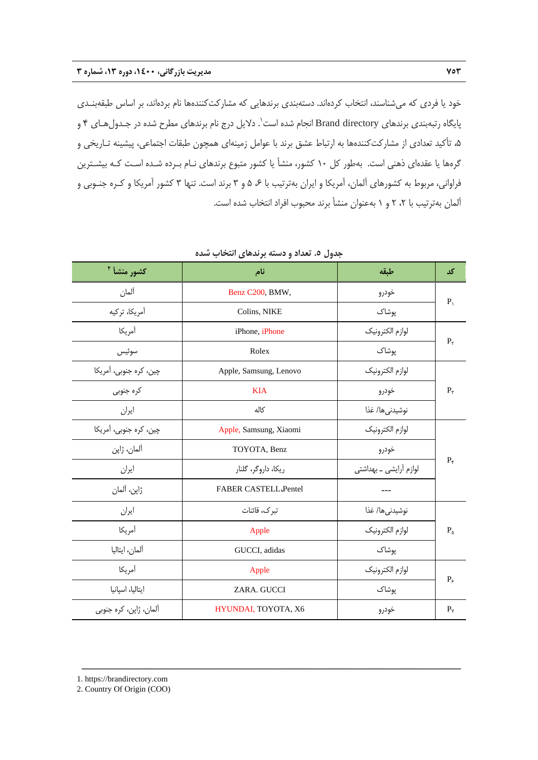خود یا فردی که می‌شناسند، انتخاب کرده‌اند. دسته‌بندی برندهایی که مشارکت‌کننده‌ها نام برده‌اند، بر اساس طبقه‌بندی پایگاه رتبه‌بندی برندهای Brand directory انجام شده است[1]. دلایل درج نام برندهای مطرح شده در جدول‌های ۴ و ۵، تأکید تعدادی از مشارکت‌کننده‌ها به ارتباط عشق برند با عوامل زمینه‌ای همچون طبقات اجتماعی، پیشینه تاریخی و گروه‌ها یا عقده‌ای ذهنی است. به‌طور کل ۱۰ کشور، منشأ یا کشور متبوع برندهای نام برده شده است که بیشترین فراوانی، مربوط به کشورهای آلمان، آمریکا و ایران به‌ترتیب با ۶، ۵ و ۳ برند است. تنها ۳ کشور آمریکا و کره جنوبی و آلمان به‌ترتیب با ۲، ۲ و ۱ به‌عنوان منشأ برند محبوب افراد انتخاب شده است.

**جدول ۵. تعداد و دسته برندهای انتخاب شده**

| کد | طبقه | نام | کشور منشأ [2] |
|---|---|---|---|
| $P_1$ | خودرو | Benz C200, BMW, | آلمان |
| | پوشاک | Colins, NIKE | آمریکا، ترکیه |
| $P_2$ | لوازم الکترونیک | iPhone, iPhone | آمریکا |
| | پوشاک | Rolex | سوئیس |
| $P_3$ | لوازم الکترونیک | Apple, Samsung, Lenovo | چین، کره جنوبی، آمریکا |
| | خودرو | KIA | کره جنوبی |
| | نوشیدنی‌ها/ غذا | کاله | ایران |
| $P_4$ | لوازم الکترونیک | Apple, Samsung, Xiaomi | چین، کره جنوبی، آمریکا |
| | خودرو | TOYOTA, Benz | آلمان، ژاپن |
| | لوازم آرایشی ـ بهداشتی | ریکا، داروگر، گلنار | ایران |
| | --- | FABER CASTELL،Pentel | ژاپن، آلمان |
| $P_5$ | نوشیدنی‌ها/ غذا | تبرک، قائنات | ایران |
| | لوازم الکترونیک | Apple | آمریکا |
| | پوشاک | GUCCI, adidas | آلمان، ایتالیا |
| $P_6$ | لوازم الکترونیک | Apple | آمریکا |
| | پوشاک | ZARA. GUCCI | ایتالیا، اسپانیا |
| $P_7$ | خودرو | HYUNDAI, TOYOTA, X6 | آلمان، ژاپن، کره جنوبی |

---

1. https://brandirectory.com
2. Country Of Origin (COO)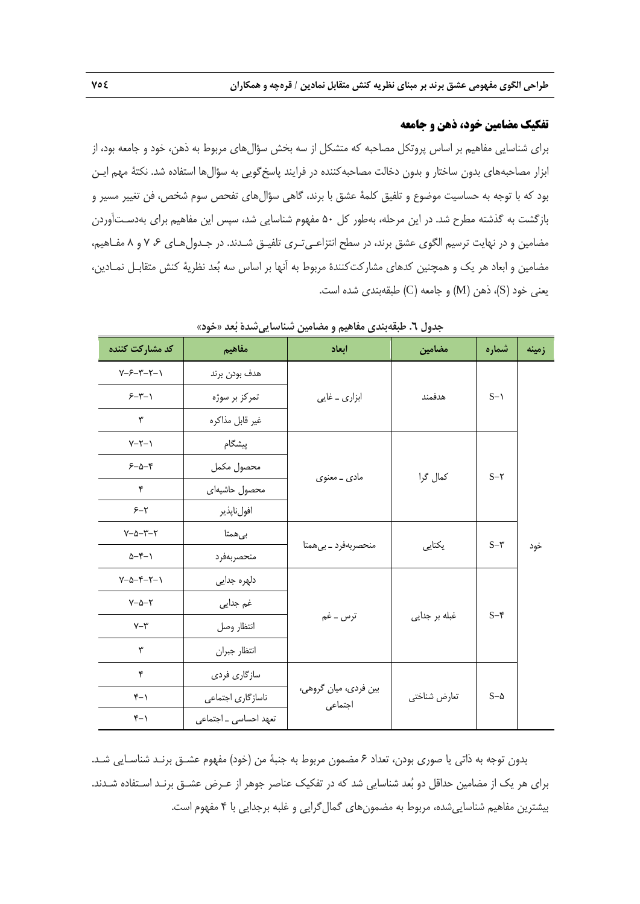### تفکیک مضامین خود، ذهن و جامعه

برای شناسایی مفاهیم بر اساس پروتکل مصاحبه که متشکل از سه بخش سؤال‌های مربوط به ذهن، خود و جامعه بود، از ابزار مصاحبه‌های بدون ساختار و بدون دخالت مصاحبه‌کننده در فرایند پاسخ‌گویی به سؤال‌ها استفاده شد. نکتهٔ مهم این بود که با توجه به حساسیت موضوع و تلفیق کلمهٔ عشق با برند، گاهی سؤال‌های تفحص سوم شخص، فن تغییر مسیر و بازگشت به گذشته مطرح شد. در این مرحله، به‌طور کل ۵۰ مفهوم شناسایی شد، سپس این مفاهیم برای به‌دست‌آوردن مضامین و در نهایت ترسیم الگوی عشق برند، در سطح انتزاعی‌تری تلفیق شدند. در جدول‌های ۶، ۷ و ۸ مفاهیم، مضامین و ابعاد هر یک و همچنین کدهای مشارکت‌کنندهٔ مربوط به آنها بر اساس سه بُعد نظریهٔ کنش متقابل نمادین، یعنی خود (S)، ذهن (M) و جامعه (C) طبقه‌بندی شده است.

جدول ٦. طبقه‌بندی مفاهیم و مضامین شناسایی‌شدهٔ بُعد «خود»

| زمینه | شماره | مضامین | ابعاد | مفاهیم | کد مشارکت کننده |
|---|---|---|---|---|---|
| خود | S-۱ | هدفمند | ابزاری ـ غایی | هدف بودن برند | ۱-۲-۳-۶-۷ |
| | | | | تمرکز بر سوژه | ۱-۳-۶ |
| | | | | غیر قابل مذاکره | ۳ |
| | S-۲ | کمال گرا | مادی ـ معنوی | پیشگام | ۱-۲-۷ |
| | | | | محصول مکمل | ۴-۵-۶ |
| | | | | محصول حاشیه‌ای | ۴ |
| | | | | افول‌ناپذیر | ۲-۶ |
| | S-۳ | یکتایی | منحصربه‌فرد ـ بی‌همتا | بی‌همتا | ۲-۳-۵-۷ |
| | | | | منحصربه‌فرد | ۱-۴-۵ |
| | S-۴ | غلبه بر جدایی | ترس ـ غم | دلهره جدایی | ۱-۲-۴-۵-۷ |
| | | | | غم جدایی | ۲-۵-۷ |
| | | | | انتظار وصل | ۳-۷ |
| | | | | انتظار جبران | ۳ |
| | S-۵ | تعارض شناختی | بین فردی، میان گروهی، اجتماعی | سازگاری فردی | ۴ |
| | | | | ناسازگاری اجتماعی | ۱-۴ |
| | | | | تعهد احساسی ـ اجتماعی | ۱-۴ |

بدون توجه به ذاتی یا صوری بودن، تعداد ۶ مضمون مربوط به جنبهٔ من (خود) مفهوم عشق برند شناسایی شد. برای هر یک از مضامین حداقل دو بُعد شناسایی شد که در تفکیک عناصر جوهر از عرض عشق برند استفاده شدند. بیشترین مفاهیم شناسایی‌شده، مربوط به مضمون‌های کمال‌گرایی و غلبه برجدایی با ۴ مفهوم است.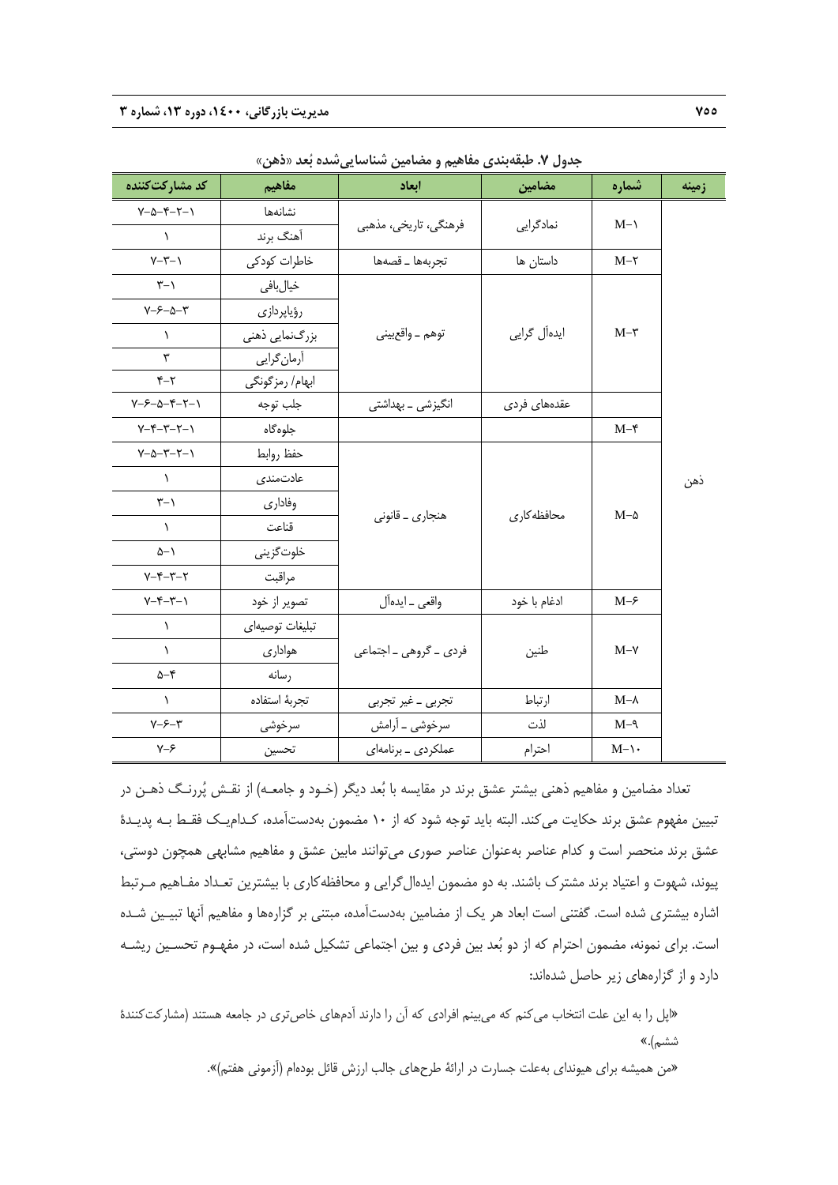جدول ۷. طبقه‌بندی مفاهیم و مضامین شناسایی‌شده بُعد «ذهن»

| زمینه | شماره | مضامین | ابعاد | مفاهیم | کد مشارکت‌کننده |
|---|---|---|---|---|---|
| ذهن | M-۱ | نمادگرایی | فرهنگی، تاریخی، مذهبی | نشانه‌ها | ۱-۲-۴-۵-۷ |
| | | | | آهنگ برند | ۱ |
| | M-۲ | داستان ها | تجربه‌ها ـ قصه‌ها | خاطرات کودکی | ۱-۳-۷ |
| | M-۳ | ایده‌آل گرایی | توهم ـ واقع‌بینی | خیال‌بافی | ۱-۳ |
| | | | | رؤیاپردازی | ۳-۵-۶-۷ |
| | | | | بزرگ‌نمایی ذهنی | ۱ |
| | | | | آرمان‌گرایی | ۳ |
| | | | | ابهام/ رمزگونگی | ۲-۴ |
| | | عقده‌های فردی | انگیزشی ـ بهداشتی | جلب توجه | ۱-۲-۴-۵-۶-۷ |
| | M-۴ | | | جلوه‌گاه | ۱-۲-۳-۴-۷ |
| | M-۵ | محافظه‌کاری | هنجاری ـ قانونی | حفظ روابط | ۱-۲-۳-۵-۷ |
| | | | | عادت‌مندی | ۱ |
| | | | | وفاداری | ۱-۳ |
| | | | | قناعت | ۱ |
| | | | | خلوت‌گزینی | ۱-۵ |
| | | | | مراقبت | ۲-۳-۴-۷ |
| | M-۶ | ادغام با خود | واقعی ـ ایده‌آل | تصویر از خود | ۱-۳-۴-۷ |
| | M-۷ | طنین | فردی ـ گروهی ـ اجتماعی | تبلیغات توصیه‌ای | ۱ |
| | | | | هواداری | ۱ |
| | | | | رسانه | ۴-۵ |
| | M-۸ | ارتباط | تجربی ـ غیر تجربی | تجربهٔ استفاده | ۱ |
| | M-۹ | لذت | سرخوشی ـ آرامش | سرخوشی | ۳-۶-۷ |
| | M-۱۰ | احترام | عملکردی ـ برنامه‌ای | تحسین | ۶-۷ |

تعداد مضامین و مفاهیم ذهنی بیشتر عشق برند در مقایسه با بُعد دیگر (خـود و جامعـه) از نقـش پُررنـگ ذهـن در تبیین مفهوم عشق برند حکایت می‌کند. البته باید توجه شود که از ۱۰ مضمون به‌دست‌آمده، کـدام‌یـک فقـط بـه پدیـدهٔ عشق برند منحصر است و کدام عناصر به‌عنوان عناصر صوری می‌توانند مابین عشق و مفاهیم مشابهی همچون دوستی، پیوند، شهوت و اعتیاد برند مشترک باشند. به دو مضمون ایده‌آل‌گرایی و محافظه‌کاری با بیشترین تعـداد مفـاهیم مـرتبط اشاره بیشتری شده است. گفتنی است ابعاد هر یک از مضامین به‌دست‌آمده، مبتنی بر گزاره‌ها و مفاهیم آنها تبیـین شـده است. برای نمونه، مضمون احترام که از دو بُعد بین فردی و بین اجتماعی تشکیل شده است، در مفهـوم تحسـین ریشـه دارد و از گزاره‌های زیر حاصل شده‌اند:

«اپل را به این علت انتخاب می‌کنم که می‌بینم افرادی که آن را دارند آدم‌های خاص‌تری در جامعه هستند (مشارکت‌کنندهٔ ششم).»

«من همیشه برای هیوندای به‌علت جسارت در ارائهٔ طرح‌های جالب ارزش قائل بوده‌ام (آزمونی هفتم)».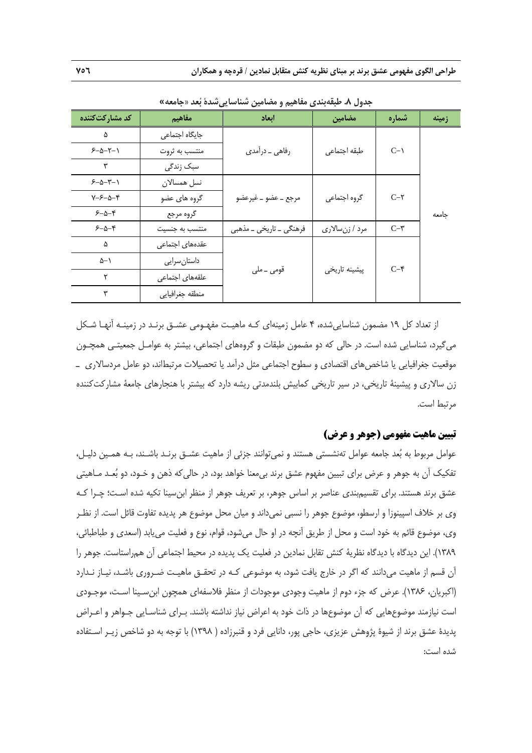**جدول ۸. طبقه‌بندی مفاهیم و مضامین شناسایی‌شدهٔ بُعد «جامعه»**

| زمینه | شماره | مضامین | ابعاد | مفاهیم | کد مشارکت‌کننده |
|---|---|---|---|---|---|
| جامعه | C-۱ | طبقه اجتماعی | رفاهی ـ درآمدی | جایگاه اجتماعی | ۵ |
| | | | | منتسب به ثروت | ۱-۲-۵-۶ |
| | | | | سبک زندگی | ۳ |
| | C-۲ | گروه اجتماعی | مرجع ـ عضو ـ غیرعضو | نسل همسالان | ۱-۳-۵-۶ |
| | | | | گروه های عضو | ۴-۵-۶-۷ |
| | | | | گروه مرجع | ۴-۵-۶ |
| | C-۳ | مرد / زن‌سالاری | فرهنگی ـ تاریخی ـ مذهبی | منتسب به جنسیت | ۴-۵-۶ |
| | C-۴ | پیشینه تاریخی | قومی ـ ملی | عقده‌های اجتماعی | ۵ |
| | | | | داستان‌سرایی | ۱-۵ |
| | | | | علقه‌های اجتماعی | ۲ |
| | | | | منطقه جغرافیایی | ۳ |

از تعداد کل ۱۹ مضمون شناسایی‌شده، ۴ عامل زمینه‌ای که ماهیت مفهومی عشق برند در زمینه آنها شکل می‌گیرد، شناسایی شده است. در حالی که دو مضمون طبقات و گروه‌های اجتماعی، بیشتر به عوامل جمعیتی همچون موقعیت جغرافیایی یا شاخص‌های اقتصادی و سطوح اجتماعی مثل درآمد یا تحصیلات مرتبط‌اند، دو عامل مردسالاری ـ زن سالاری و پیشینهٔ تاریخی، در سیر تاریخی کمابیش بلندمدتی ریشه دارد که بیشتر با هنجارهای جامعهٔ مشارکت‌کننده مرتبط است.

## تبیین ماهیت مفهومی (جوهر و عرض)

عوامل مربوط به بُعد جامعه عوامل ته‌نشستی هستند و نمی‌توانند جزئی از ماهیت عشق برند باشند، به همین دلیل، تفکیک آن به جوهر و عرض برای تبیین مفهوم عشق برند بی‌معنا خواهد بود، در حالی‌که ذهن و خود، دو بُعد ماهیتی عشق برند هستند. برای تقسیم‌بندی عناصر بر اساس جوهر، بر تعریف جوهر از منظر ابن‌سینا تکیه شده است؛ چرا که وی بر خلاف اسپینوزا و ارسطو، موضوع جوهر را نسبی نمی‌داند و میان محل موضوع هر پدیده تفاوت قائل است. از نظر وی، موضوع قائم به خود است و محل از طریق آنچه در او حال می‌شود، قوام، نوع و فعلیت می‌یابد (اسعدی و طباطبائی، ۱۳۸۹). این دیدگاه با دیدگاه نظریهٔ کنش تقابل نمادین در فعلیت یک پدیده در محیط اجتماعی آن هم‌راستاست. جوهر را آن قسم از ماهیت می‌دانند که اگر در خارج یافت شود، به موضوعی که در تحقق ماهیت ضروری باشد، نیاز ندارد (اکبریان، ۱۳۸۶). عرض که جزء دوم از ماهیت وجودی موجودات از منظر فلاسفه‌ای همچون ابن‌سینا است، موجودی است نیازمند موضوع‌هایی که آن موضوع‌ها در ذات خود به اعراض نیاز نداشته باشند. برای شناسایی جواهر و اعراض پدیدهٔ عشق برند از شیوهٔ پژوهش عزیزی، حاجی پور، دانایی فرد و قنبرزاده (۱۳۹۸) با توجه به دو شاخص زیر استفاده شده است: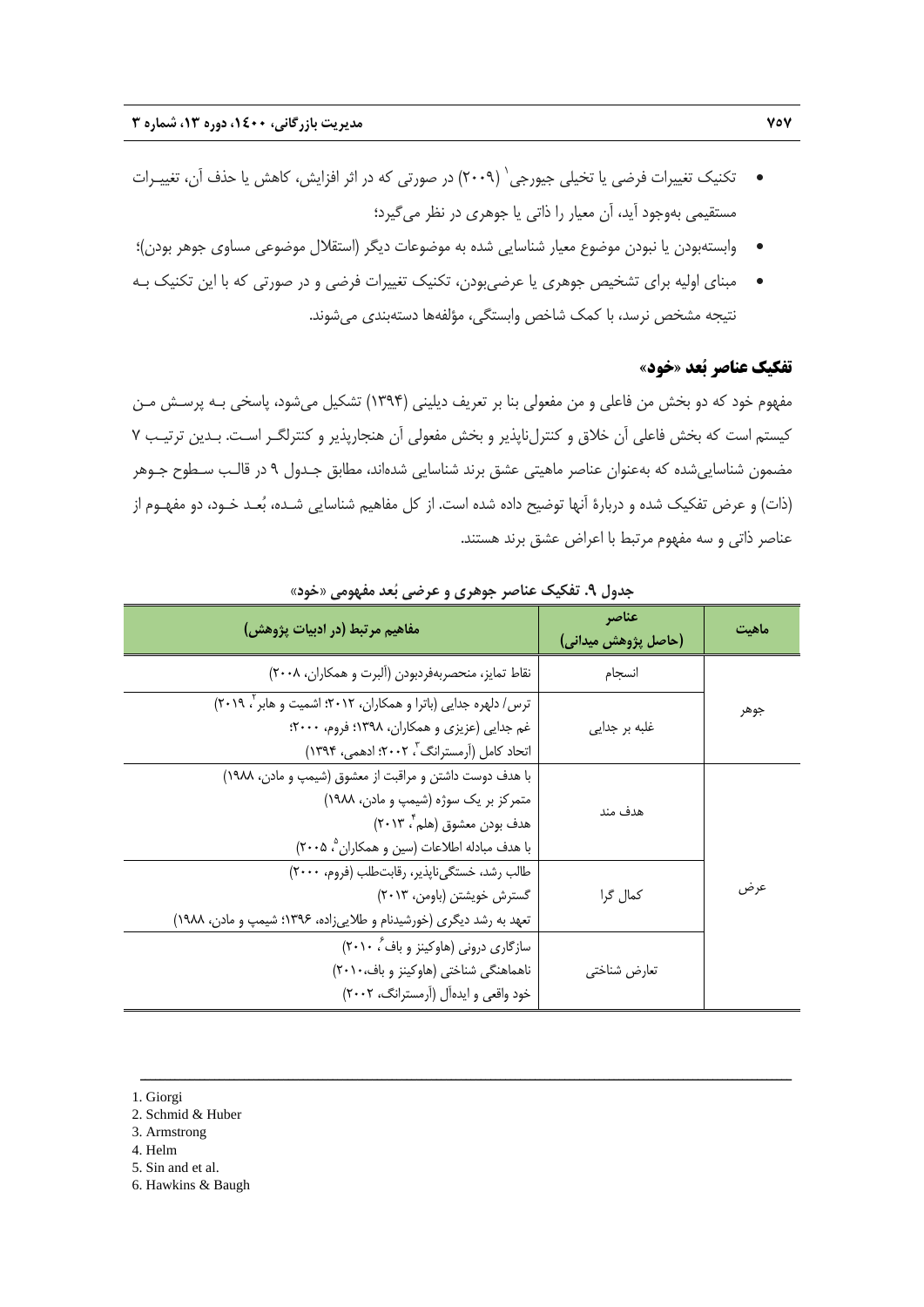- تکنیک تغییرات فرضی یا تخیلی جیورجی[1] (۲۰۰۹) در صورتی که در اثر افزایش، کاهش یا حذف آن، تغییرات مستقیمی به‌وجود آید، آن معیار را ذاتی یا جوهری در نظر می‌گیرد؛
- وابسته‌بودن یا نبودن موضوع معیار شناسایی شده به موضوعات دیگر (استقلال موضوعی مساوی جوهر بودن)؛
- مبنای اولیه برای تشخیص جوهری یا عرضی‌بودن، تکنیک تغییرات فرضی و در صورتی که با این تکنیک به نتیجه مشخص نرسد، با کمک شاخص وابستگی، مؤلفه‌ها دسته‌بندی می‌شوند.

### تفکیک عناصر بُعد «خود»

مفهوم خود که دو بخش من فاعلی و من مفعولی بنا بر تعریف دیلینی (۱۳۹۴) تشکیل می‌شود، پاسخی به پرسش من کیستم است که بخش فاعلی آن خلاق و کنترل‌ناپذیر و بخش مفعولی آن هنجارپذیر و کنترلگر است. بدین ترتیب ۷ مضمون شناسایی‌شده که به‌عنوان عناصر ماهیتی عشق برند شناسایی شده‌اند، مطابق جدول ۹ در قالب سطوح جوهر (ذات) و عرض تفکیک شده و دربارهٔ آنها توضیح داده شده است. از کل مفاهیم شناسایی شده، بُعد خود، دو مفهوم از عناصر ذاتی و سه مفهوم مرتبط با اعراض عشق برند هستند.

جدول ۹. تفکیک عناصر جوهری و عرضی بُعد مفهومی «خود»

| ماهیت | عناصر (حاصل پژوهش میدانی) | مفاهیم مرتبط (در ادبیات پژوهش) |
|---|---|---|
| جوهر | انسجام | نقاط تمایز، منحصربه‌فردبودن (آلبرت و همکاران، ۲۰۰۸) |
| | غلبه بر جدایی | ترس/ دلهره جدایی (باترا و همکاران، ۲۰۱۲؛ اشمیت و هابر[2]، ۲۰۱۹)<br>غم جدایی (عزیزی و همکاران، ۱۳۹۸؛ فروم، ۲۰۰۰؛<br>اتحاد کامل (آرمسترانگ[3]، ۲۰۰۲؛ ادهمی، ۱۳۹۴) |
| عرض | هدف مند | با هدف دوست داشتن و مراقبت از معشوق (شیمپ و مادن، ۱۹۸۸)<br>متمرکز بر یک سوژه (شیمپ و مادن، ۱۹۸۸)<br>هدف بودن معشوق (هلم[4]، ۲۰۱۳)<br>با هدف مبادله اطلاعات (سین و همکاران[5]، ۲۰۰۵) |
| | کمال گرا | طالب رشد، خستگی‌ناپذیر، رقابت‌طلب (فروم، ۲۰۰۰)<br>گسترش خویشتن (باومن، ۲۰۱۳)<br>تعهد به رشد دیگری (خورشیدنام و طلایی‌زاده، ۱۳۹۶؛ شیمپ و مادن، ۱۹۸۸) |
| | تعارض شناختی | سازگاری درونی (هاوکینز و باف[6]، ۲۰۱۰)<br>ناهماهنگی شناختی (هاوکینز و باف، ۲۰۱۰)<br>خود واقعی و ایده‌آل (آرمسترانگ، ۲۰۰۲) |

---

1. Giorgi
2. Schmid & Huber
3. Armstrong
4. Helm
5. Sin and et al.
6. Hawkins & Baugh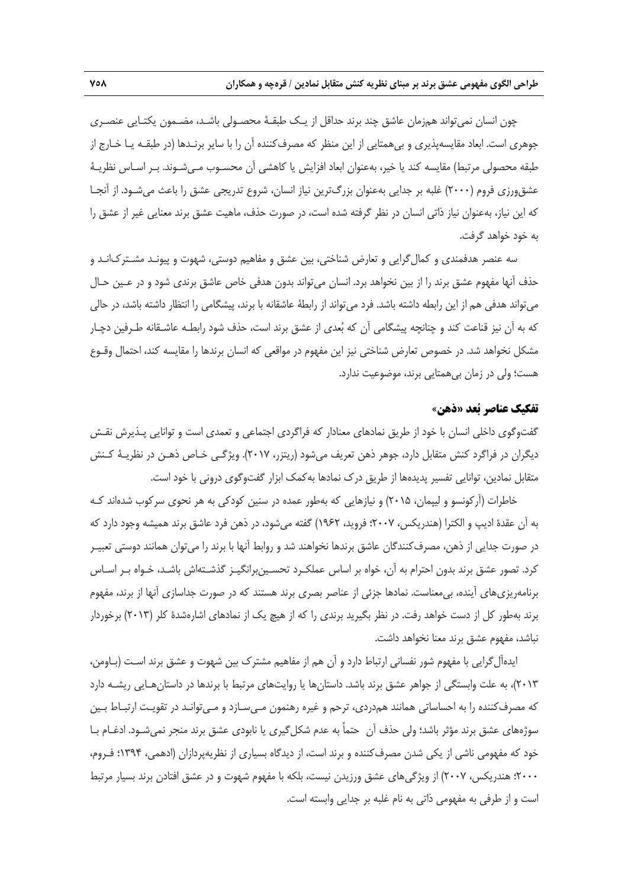چون انسان نمی‌تواند هم‌زمان عاشق چند برند حداقل از یک طبقهٔ محصولی باشد، مضمون یکتایی عنصری جوهری است. ابعاد مقایسه‌پذیری و بی‌همتایی از این منظر که مصرف‌کننده آن را با سایر برندها (در طبقه یا خارج از طبقه محصولی مرتبط) مقایسه کند یا خیر، به‌عنوان ابعاد افزایش یا کاهشی آن محسوب می‌شوند. بر اساس نظریهٔ عشق‌ورزی فروم (۲۰۰۰) غلبه بر جدایی به‌عنوان بزرگ‌ترین نیاز انسان، شروع تدریجی عشق را باعث می‌شود. از آنجا که این نیاز، به‌عنوان نیاز ذاتی انسان در نظر گرفته شده است، در صورت حذف، ماهیت عشق برند معنایی غیر از عشق را به خود خواهد گرفت.

سه عنصر هدفمندی و کمال‌گرایی و تعارض شناختی، بین عشق و مفاهیم دوستی، شهوت و پیوند مشترک‌اند و حذف آنها مفهوم عشق برند را از بین نخواهد برد. انسان می‌تواند بدون هدفی خاص عاشق برندی شود و در عین حال می‌تواند هدفی هم از این رابطه داشته باشد. فرد می‌تواند از رابطهٔ عاشقانه با برند، پیشگامی را انتظار داشته باشد، در حالی که به آن نیز قناعت کند و چنانچه پیشگامی آن که بُعدی از عشق برند است، حذف شود رابطه عاشقانه طرفین دچار مشکل نخواهد شد. در خصوص تعارض شناختی نیز این مفهوم در مواقعی که انسان برندها را مقایسه کند، احتمال وقوع هست؛ ولی در زمان بی‌همتایی برند، موضوعیت ندارد.

### تفکیک عناصر بُعد «ذهن»

گفت‌وگوی داخلی انسان با خود از طریق نمادهای معنادار که فراگردی اجتماعی و تعمدی است و توانایی پذیرش نقش دیگران در فراگرد کنش متقابل دارد، جوهر ذهن تعریف می‌شود (ریتزر، ۲۰۱۷). ویژگی خاص ذهن در نظریهٔ کنش متقابل نمادین، توانایی تفسیر پدیده‌ها از طریق درک نمادها به‌کمک ابزار گفت‌وگوی درونی با خود است.

خاطرات (آرکونسو و لیپمان، ۲۰۱۵) و نیازهایی که به‌طور عمده در سنین کودکی به هر نحوی سرکوب شده‌اند که به آن عقدهٔ ادیپ و الکترا (هندریکس، ۲۰۰۷؛ فروید، ۱۹۶۲) گفته می‌شود، در ذهن فرد عاشق برند همیشه وجود دارد که در صورت جدایی از ذهن، مصرف‌کنندگان عاشق برندها نخواهند شد و روابط آنها با برند را می‌توان همانند دوستی تعبیر کرد. تصور عشق برند بدون احترام به آن، خواه بر اساس عملکرد تحسین‌برانگیز گذشته‌اش باشد، خواه بر اساس برنامه‌ریزی‌های آینده، بی‌معناست. نمادها جزئی از عناصر بصری برند هستند که در صورت جداسازی آنها از برند، مفهوم برند به‌طور کل از دست خواهد رفت. در نظر بگیرید برندی را که از هیچ یک از نمادهای اشاره‌شدهٔ کلر (۲۰۱۳) برخوردار نباشد، مفهوم عشق برند معنا نخواهد داشت.

ایده‌آل‌گرایی با مفهوم شور نفسانی ارتباط دارد و آن هم از مفاهیم مشترک بین شهوت و عشق برند است (باومن، ۲۰۱۳)، به علت وابستگی از جواهر عشق برند باشد. داستان‌ها یا روایت‌های مرتبط با برندها در داستان‌هایی ریشه دارد که مصرف‌کننده را به احساساتی همانند همدردی، ترحم و غیره رهنمون می‌سازد و می‌توانند در تقویت ارتباط بین سوژه‌های عشق برند مؤثر باشد؛ ولی حذف آن حتماً به عدم شکل‌گیری یا نابودی عشق برند منجر نمی‌شود. ادغام با خود که مفهومی ناشی از یکی شدن مصرف‌کننده و برند است، از دیدگاه بسیاری از نظریه‌پردازان (ادهمی، ۱۳۹۴؛ فروم، ۲۰۰۰؛ هندریکس، ۲۰۰۷) از ویژگی‌های عشق ورزیدن نیست، بلکه با مفهوم شهوت و در عشق افتادن برند بسیار مرتبط است و از طرفی به مفهومی ذاتی به نام غلبه بر جدایی وابسته است.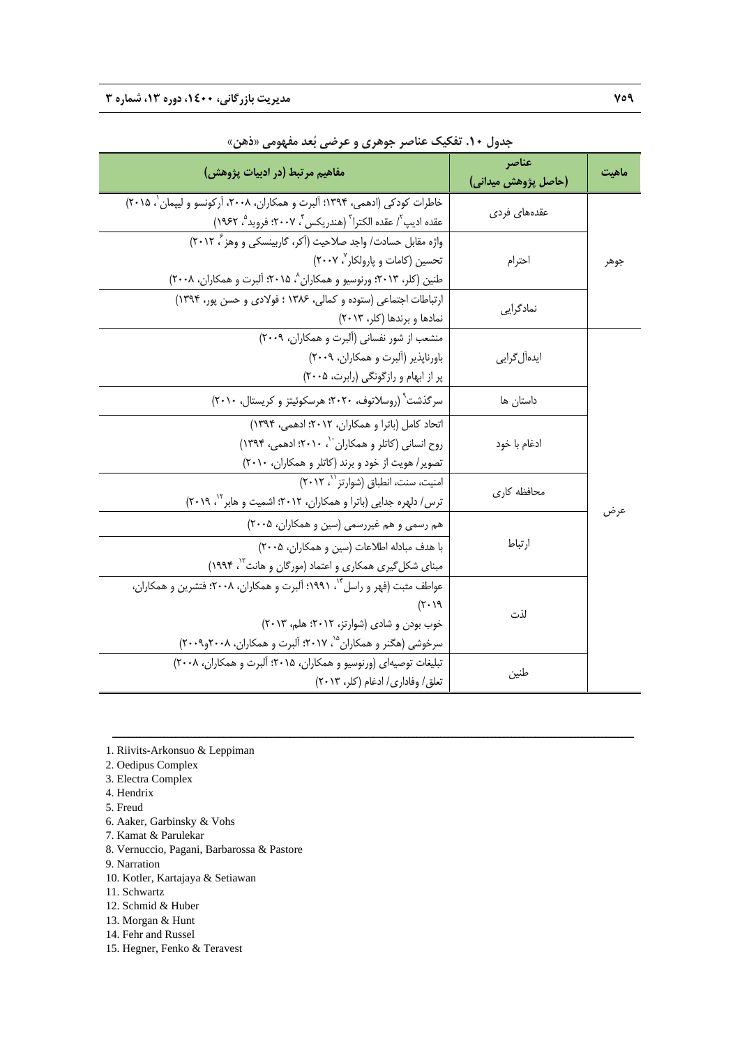جدول ۱۰. تفکیک عناصر جوهری و عرضی بُعد مفهومی «ذهن»

| ماهیت | عناصر (حاصل پژوهش میدانی) | مفاهیم مرتبط (در ادبیات پژوهش) |
|---|---|---|
| جوهر | عقده‌های فردی | خاطرات کودکی (ادهمی، ۱۳۹۴؛ آلبرت و همکاران، ۲۰۰۸، آرکونسو و لیپمان[1]، ۲۰۱۵)<br>عقده ادیپ[2]/ عقده الکترا[3] (هندریکس[4]، ۲۰۰۷؛ فروید[5]، ۱۹۶۲) |
| | احترام | واژه مقابل حسادت/ واجد صلاحیت (آکر، گاربینسکی و وهز[6]، ۲۰۱۲)<br>تحسین (کامات و پارولکار[7]، ۲۰۰۷)<br>طنین (کلر، ۲۰۱۳؛ ورنوسیو و همکاران[8]، ۲۰۱۵؛ آلبرت و همکاران، ۲۰۰۸) |
| | نمادگرایی | ارتباطات اجتماعی (ستوده و کمالی، ۱۳۸۶ ؛ فولادی و حسن پور، ۱۳۹۴)<br>نمادها و برندها (کلر، ۲۰۱۳) |
| عرض | ایده‌آل‌گرایی | منشعب از شور نفسانی (آلبرت و همکاران، ۲۰۰۹)<br>باورناپذیر (آلبرت و همکاران، ۲۰۰۹)<br>پر از ابهام و رازگونگی (رابرت، ۲۰۰۵) |
| | داستان ها | سرگذشت[9] (روسلاتوف، ۲۰۲۰؛ هرسکوئیتز و کریستال، ۲۰۱۰) |
| | ادغام با خود | اتحاد کامل (باترا و همکاران، ۲۰۱۲؛ ادهمی، ۱۳۹۴)<br>روح انسانی (کاتلر و همکاران[10]، ۲۰۱۰؛ ادهمی، ۱۳۹۴)<br>تصویر/ هویت از خود و برند (کاتلر و همکاران، ۲۰۱۰) |
| | محافظه کاری | امنیت، سنت، انطباق (شوارتز[11]، ۲۰۱۲)<br>ترس/ دلهره جدایی (باترا و همکاران، ۲۰۱۲؛ اشمیت و هابر[12]، ۲۰۱۹) |
| | ارتباط | هم رسمی و هم غیررسمی (سین و همکاران، ۲۰۰۵)<br>با هدف مبادله اطلاعات (سین و همکاران، ۲۰۰۵)<br>مبنای شکل‌گیری همکاری و اعتماد (مورگان و هانت[13]، ۱۹۹۴) |
| | لذت | عواطف مثبت (فهر و راسل[14]، ۱۹۹۱؛ آلبرت و همکاران، ۲۰۰۸؛ فتشرین و همکاران، ۲۰۱۹)<br>خوب بودن و شادی (شوارتز، ۲۰۱۲؛ هلم، ۲۰۱۳)<br>سرخوشی (هگنر و همکاران[15]، ۲۰۱۷؛ آلبرت و همکاران، ۲۰۰۸و۲۰۰۹) |
| | طنین | تبلیغات توصیه‌ای (ورنوسیو و همکاران، ۲۰۱۵؛ آلبرت و همکاران، ۲۰۰۸)<br>تعلق/ وفاداری/ ادغام (کلر، ۲۰۱۳) |

---

1. Riivits-Arkonsuo & Leppiman
2. Oedipus Complex
3. Electra Complex
4. Hendrix
5. Freud
6. Aaker, Garbinsky & Vohs
7. Kamat & Parulekar
8. Vernuccio, Pagani, Barbarossa & Pastore
9. Narration
10. Kotler, Kartajaya & Setiawan
11. Schwartz
12. Schmid & Huber
13. Morgan & Hunt
14. Fehr and Russel
15. Hegner, Fenko & Teravest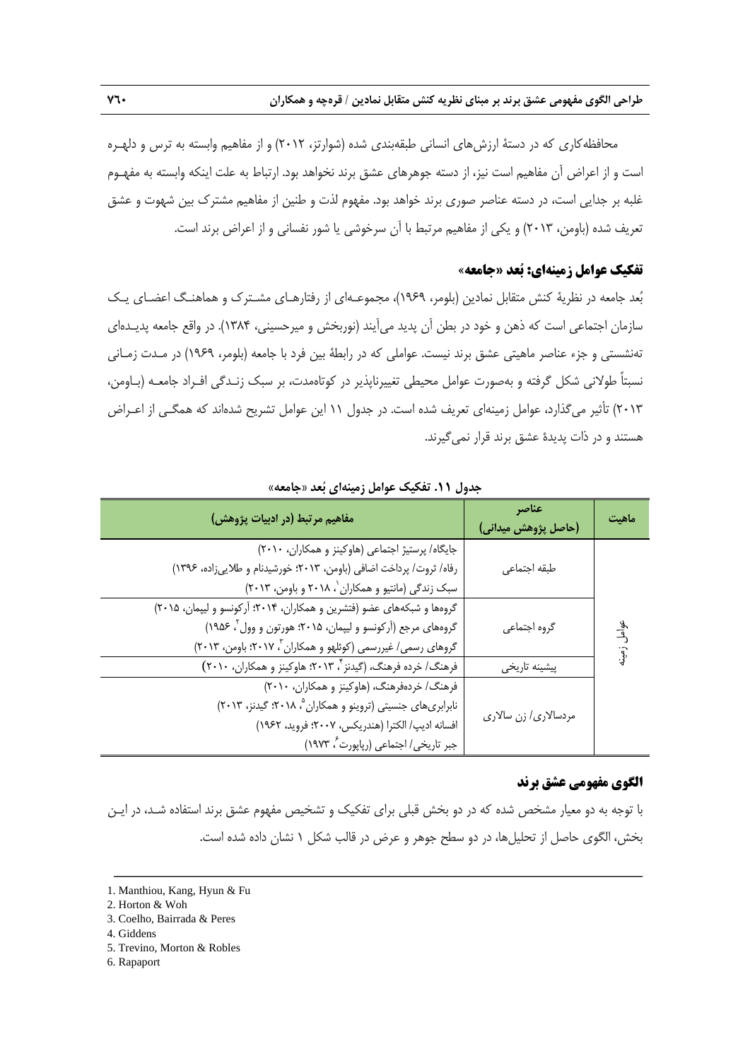محافظه‌کاری که در دستهٔ ارزش‌های انسانی طبقه‌بندی شده (شوارتز، ۲۰۱۲) و از مفاهیم وابسته به ترس و دلهره است و از اعراض آن مفاهیم است نیز، از دسته جوهرهای عشق برند نخواهد بود. ارتباط به علت اینکه وابسته به مفهوم غلبه بر جدایی است، در دسته عناصر صوری برند خواهد بود. مفهوم لذت و طنین از مفاهیم مشترک بین شهوت و عشق تعریف شده (باومن، ۲۰۱۳) و یکی از مفاهیم مرتبط با آن سرخوشی یا شور نفسانی و از اعراض برند است.

### تفکیک عوامل زمینه‌ای: بُعد «جامعه»

بُعد جامعه در نظریهٔ کنش متقابل نمادین (بلومر، ۱۹۶۹)، مجموعه‌ای از رفتارهای مشترک و هماهنگ اعضای یک سازمان اجتماعی است که ذهن و خود در بطن آن پدید می‌آیند (نوربخش و میرحسینی، ۱۳۸۴). در واقع جامعه پدیده‌ای ته‌نشستی و جزء عناصر ماهیتی عشق برند نیست. عواملی که در رابطهٔ بین فرد با جامعه (بلومر، ۱۹۶۹) در مدت زمانی نسبتاً طولانی شکل گرفته و به‌صورت عوامل محیطی تغییرناپذیر در کوتاه‌مدت، بر سبک زندگی افراد جامعه (باومن، ۲۰۱۳) تأثیر می‌گذارد، عوامل زمینه‌ای تعریف شده است. در جدول ۱۱ این عوامل تشریح شده‌اند که همگی از اعراض هستند و در ذات پدیدهٔ عشق برند قرار نمی‌گیرند.

**جدول ۱۱. تفکیک عوامل زمینه‌ای بُعد «جامعه»**

| ماهیت | عناصر (حاصل پژوهش میدانی) | مفاهیم مرتبط (در ادبیات پژوهش) |
|---|---|---|
| عوامل زمینه | طبقه اجتماعی | جایگاه/ پرستیژ اجتماعی (هاوکینز و همکاران، ۲۰۱۰)<br>رفاه/ ثروت/ پرداخت اضافی (باومن، ۲۰۱۳؛ خورشیدنام و طلایی‌زاده، ۱۳۹۶)<br>سبک زندگی (مانتیو و همکاران[1]، ۲۰۱۸ و باومن، ۲۰۱۳) |
| | گروه اجتماعی | گروهها و شبکه‌های عضو (فتشرین و همکاران، ۲۰۱۴؛ آرکونسو و لیپمان، ۲۰۱۵)<br>گروههای مرجع (آرکونسو و لیپمان، ۲۰۱۵؛ هورتون و وول[2]، ۱۹۵۶)<br>گروهای رسمی/ غیررسمی (کوئلهو و همکاران[3]، ۲۰۱۷؛ باومن، ۲۰۱۳) |
| | پیشینه تاریخی | فرهنگ/ خرده فرهنگ، (گیدنز[4]، ۲۰۱۳؛ هاوکینز و همکاران، ۲۰۱۰) |
| | مردسالاری/ زن سالاری | فرهنگ/ خرده‌فرهنگ، (هاوکینز و همکاران، ۲۰۱۰)<br>نابرابری‌های جنسیتی (تروینو و همکاران[5]، ۲۰۱۸؛ گیدنز، ۲۰۱۳)<br>افسانه ادیپ/ الکترا (هندریکس، ۲۰۰۷؛ فروید، ۱۹۶۲)<br>جبر تاریخی/ اجتماعی (رپاپورت[6]، ۱۹۷۳) |

### الگوی مفهومی عشق برند

با توجه به دو معیار مشخص شده که در دو بخش قبلی برای تفکیک و تشخیص مفهوم عشق برند استفاده شد، در این بخش، الگوی حاصل از تحلیل‌ها، در دو سطح جوهر و عرض در قالب شکل ۱ نشان داده شده است.

---

1. Manthiou, Kang, Hyun & Fu
2. Horton & Woh
3. Coelho, Bairrada & Peres
4. Giddens
5. Trevino, Morton & Robles
6. Rapaport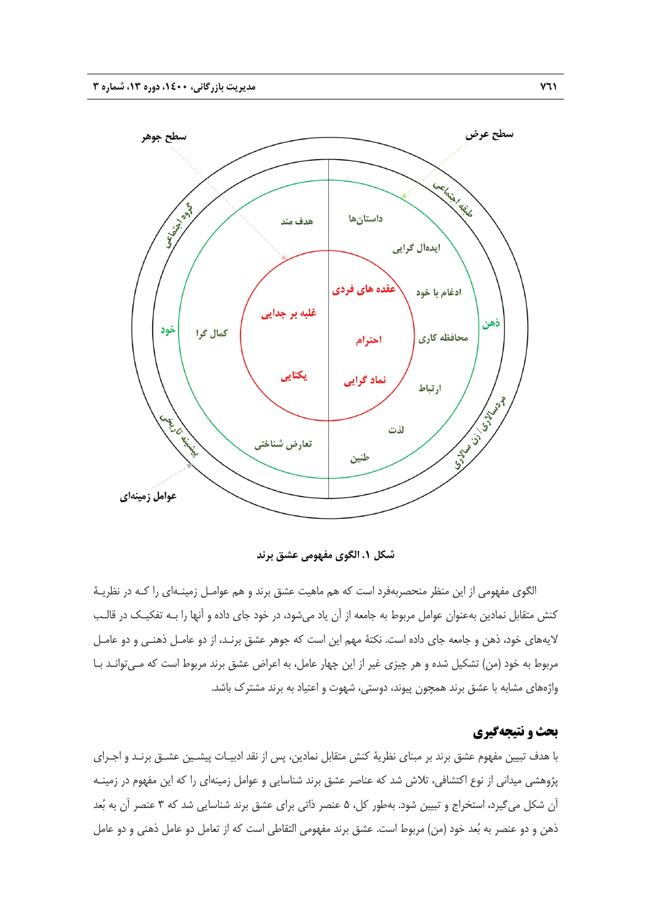شکل ۱. الگوی مفهومی عشق برند

الگوی مفهومی از این منظر منحصربه‌فرد است که هم ماهیت عشق برند و هم عوامل زمینه‌ای را که در نظریهٔ کنش متقابل نمادین به‌عنوان عوامل مربوط به جامعه از آن یاد می‌شود، در خود جای داده و آنها را به تفکیک در قالب لایه‌های خود، ذهن و جامعه جای داده است. نکتهٔ مهم این است که جوهر عشق برند، از دو عامل ذهنی و دو عامل مربوط به خود (من) تشکیل شده و هر چیزی غیر از این چهار عامل، به اعراض عشق برند مربوط است که می‌توانند با واژه‌های مشابه با عشق برند همچون پیوند، دوستی، شهوت و اعتیاد به برند مشترک باشد.

## بحث و نتیجه‌گیری

با هدف تبیین مفهوم عشق برند بر مبنای نظریهٔ کنش متقابل نمادین، پس از نقد ادبیات پیشین عشق برند و اجرای پژوهشی میدانی از نوع اکتشافی، تلاش شد که عناصر عشق برند شناسایی و عوامل زمینه‌ای را که این مفهوم در زمینه آن شکل می‌گیرد، استخراج و تبیین شود. به‌طور کل، ۵ عنصر ذاتی برای عشق برند شناسایی شد که ۳ عنصر آن به بُعد ذهن و دو عنصر به بُعد خود (من) مربوط است. عشق برند مفهومی التقاطی است که از تعامل دو عامل ذهنی و دو عامل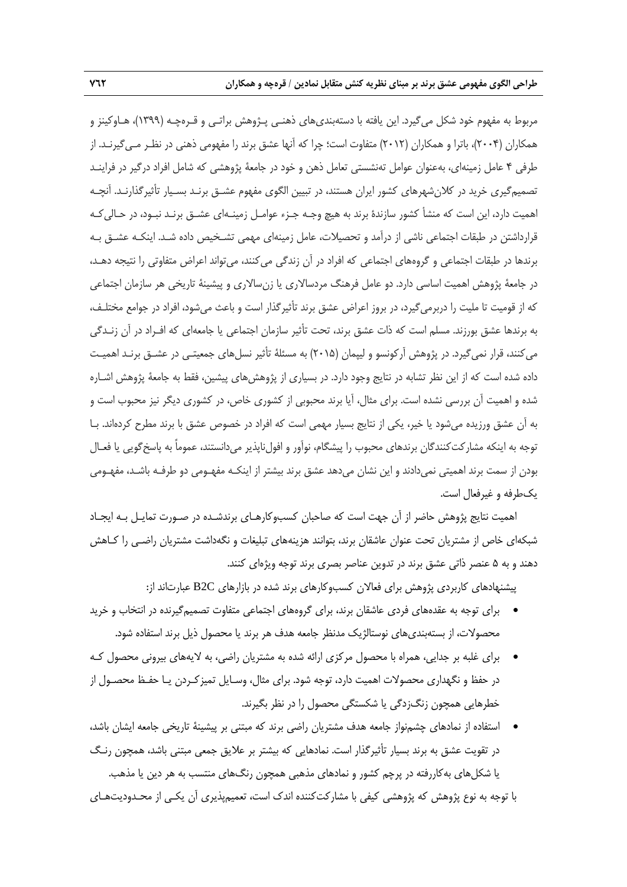مربوط به مفهوم خود شکل می‌گیرد. این یافته با دسته‌بندی‌های ذهنی پـژوهش براتـی و قـره‌چـه (۱۳۹۹)، هـاوکینز و همکاران (۲۰۰۴)، باترا و همکاران (۲۰۱۲) متفاوت است؛ چرا که آنها عشق برند را مفهومی ذهنی در نظـر مـی‌گیرنـد. از طرفی ۴ عامل زمینه‌ای، به‌عنوان عوامل ته‌نشستی تعامل ذهن و خود در جامعهٔ پژوهشی که شامل افراد درگیر در فراینـد تصمیم‌گیری خرید در کلان‌شهرهای کشور ایران هستند، در تبیین الگوی مفهوم عشـق برنـد بسـیار تأثیرگذارنـد. آنچـه اهمیت دارد، این است که منشأ کشور سازندهٔ برند به هیچ وجـه جـزء عوامـل زمینـه‌ای عشـق برنـد نبـود، در حـالی‌کـه قرارداشتن در طبقات اجتماعی ناشی از درآمد و تحصیلات، عامل زمینه‌ای مهمی تشـخیص داده شـد. اینکـه عشـق بـه برندها در طبقات اجتماعی و گروه‌های اجتماعی که افراد در آن زندگی می‌کنند، می‌تواند اعراض متفاوتی را نتیجه دهـد، در جامعهٔ پژوهش اهمیت اساسی دارد. دو عامل فرهنگ مردسالاری یا زن‌سالاری و پیشینهٔ تاریخی هر سازمان اجتماعی که از قومیت تا ملیت را دربرمی‌گیرد، در بروز اعراض عشق برند تأثیرگذار است و باعث می‌شود، افراد در جوامع مختلـف، به برندها عشق بورزند. مسلم است که ذات عشق برند، تحت تأثیر سازمان اجتماعی یا جامعه‌ای که افـراد در آن زنـدگی می‌کنند، قرار نمی‌گیرد. در پژوهش آرکونسو و لیپمان (۲۰۱۵) به مسئلهٔ تأثیر نسل‌های جمعیتـی در عشـق برنـد اهمیـت داده شده است که از این نظر تشابه در نتایج وجود دارد. در بسیاری از پژوهش‌های پیشین، فقط به جامعهٔ پژوهش اشـاره شده و اهمیت آن بررسی نشده است. برای مثال، آیا برند محبوبی از کشوری خاص، در کشوری دیگر نیز محبوب است و به آن عشق ورزیده می‌شود یا خیر، یکی از نتایج بسیار مهمی است که افراد در خصوص عشق با برند مطرح کرده‌اند. بـا توجه به اینکه مشارکت‌کنندگان برندهای محبوب را پیشگام، نوآور و افول‌ناپذیر می‌دانستند، عموماً به پاسخ‌گویی یا فعـال بودن از سمت برند اهمیتی نمی‌دادند و این نشان می‌دهد عشق برند بیشتر از اینکـه مفهـومی دو طرفـه باشـد، مفهـومی یک‌طرفه و غیرفعال است.

اهمیت نتایج پژوهش حاضر از آن جهت است که صاحبان کسب‌وکارهـای برندشـده در صـورت تمایـل بـه ایجـاد شبکه‌ای خاص از مشتریان تحت عنوان عاشقان برند، بتوانند هزینه‌های تبلیغات و نگه‌داشت مشتریان راضـی را کـاهش دهند و به ۵ عنصر ذاتی عشق برند در تدوین عناصر بصری برند توجه ویژه‌ای کنند.

پیشنهادهای کاربردی پژوهش برای فعالان کسب‌وکارهای برند شده در بازارهای B2C عبارت‌اند از:

- برای توجه به عقده‌های فردی عاشقان برند، برای گروه‌های اجتماعی متفاوت تصمیم‌گیرنده در انتخاب و خرید محصولات، از دسته‌بندی‌های نوستالژیک مدنظر جامعه هدف هر برند یا محصول ذیل برند استفاده شود.
- برای غلبه بر جدایی، همراه با محصول مرکزی ارائه شده به مشتریان راضی، به لایه‌های بیرونی محصول کـه در حفظ و نگهداری محصولات اهمیت دارد، توجه شود. برای مثال، وسـایل تمیزکـردن یـا حفـظ محصـول از خطرهایی همچون زنگ‌زدگی یا شکستگی محصول را در نظر بگیرند.
- استفاده از نمادهای چشم‌نواز جامعه هدف مشتریان راضی برند که مبتنی بر پیشینهٔ تاریخی جامعه ایشان باشد، در تقویت عشق به برند بسیار تأثیرگذار است. نمادهایی که بیشتر بر علایق جمعی مبتنی باشد، همچون رنـگ یا شکل‌های به‌کاررفته در پرچم کشور و نمادهای مذهبی همچون رنگ‌های منتسب به هر دین یا مذهب.

با توجه به نوع پژوهش که پژوهشی کیفی با مشارکت‌کننده اندک است، تعمیم‌پذیری آن یکـی از محـدودیت‌هـای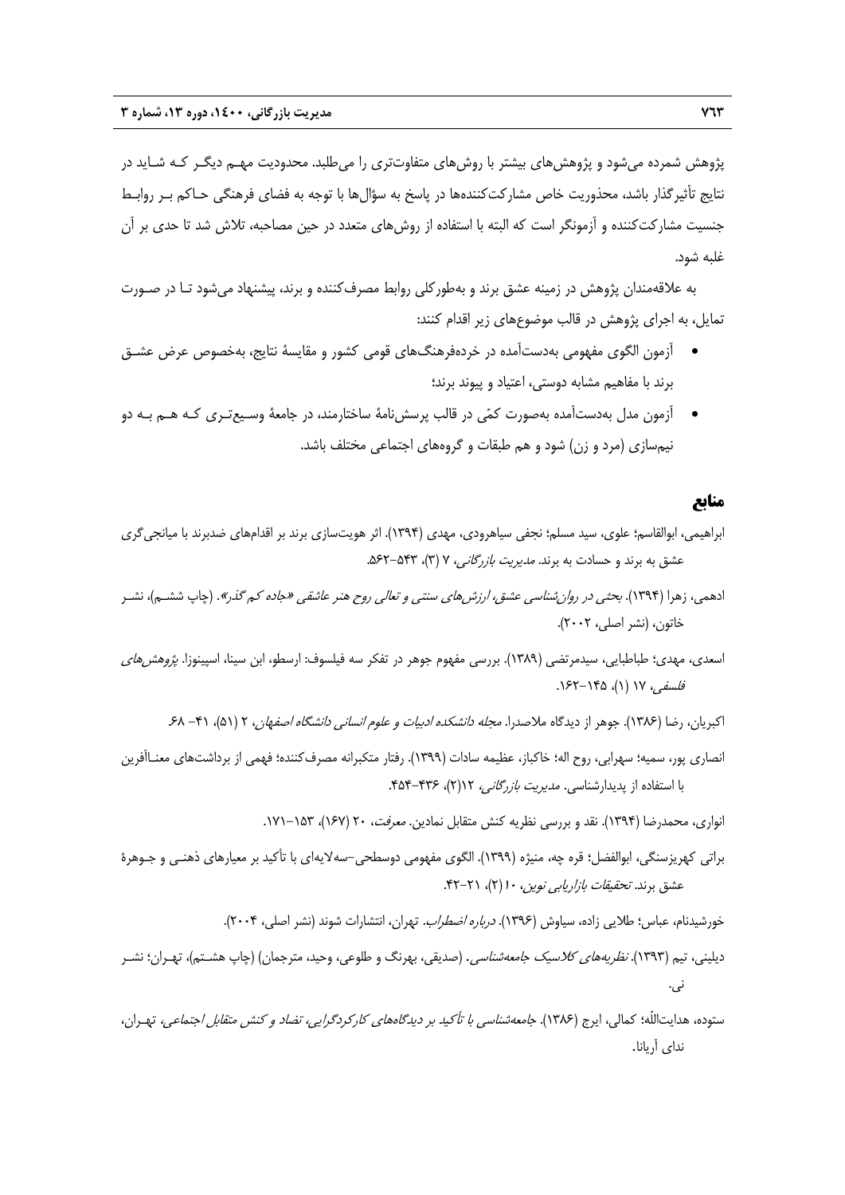پژوهش شمرده می‌شود و پژوهش‌های بیشتر با روش‌های متفاوت‌تری را می‌طلبد. محدودیت مهـم دیگـر کـه شـاید در نتایج تأثیرگذار باشد، محذوریت خاص مشارکت‌کننده‌ها در پاسخ به سؤال‌ها با توجه به فضای فرهنگی حـاکم بـر روابـط جنسیت مشارکت‌کننده و آزمونگر است که البته با استفاده از روش‌های متعدد در حین مصاحبه، تلاش شد تا حدی بر آن غلبه شود.

به علاقه‌مندان پژوهش در زمینه عشق برند و به‌طورکلی روابط مصرف‌کننده و برند، پیشنهاد می‌شود تـا در صـورت تمایل، به اجرای پژوهش در قالب موضوع‌های زیر اقدام کنند:

- آزمون الگوی مفهومی به‌دست‌آمده در خرده‌فرهنگ‌های قومی کشور و مقایسهٔ نتایج، به‌خصوص عرض عشـق برند با مفاهیم مشابه دوستی، اعتیاد و پیوند برند؛
- آزمون مدل به‌دست‌آمده به‌صورت کمّی در قالب پرسش‌نامهٔ ساختارمند، در جامعهٔ وسـیع‌تـری کـه هـم بـه دو نیم‌سازی (مرد و زن) شود و هم طبقات و گروه‌های اجتماعی مختلف باشد.

## منابع

ابراهیمی، ابوالقاسم؛ علوی، سید مسلم؛ نجفی سیاهرودی، مهدی (۱۳۹۴). اثر هویت‌سازی برند بر اقدام‌های ضدبرند با میانجی‌گری عشق به برند و حسادت به برند. *مدیریت بازرگانی*، ۷ (۳)، ۵۴۳-۵۶۲.

ادهمی، زهرا (۱۳۹۴). *بحثی در روان‌شناسی عشق، ارزش‌های سنتی و تعالی روح هنر عاشقی «جاده کم گذر»*. (چاپ ششـم)، نشـر خاتون، (نشر اصلی، ۲۰۰۲).

اسعدی، مهدی؛ طباطبایی، سیدمرتضی (۱۳۸۹). بررسی مفهوم جوهر در تفکر سه فیلسوف: ارسطو، ابن سینا، اسپینوزا. *پژوهش‌های فلسفی*، ۱۷ (۱)، ۱۴۵-۱۶۲.

اکبریان، رضا (۱۳۸۶). جوهر از دیدگاه ملاصدرا. *مجله دانشکده ادبیات و علوم انسانی دانشگاه اصفهان*، ۲ (۵۱)، ۴۱- ۶۸.

انصاری پور، سمیه؛ سهرابی، روح اله؛ خاکباز، عظیمه سادات (۱۳۹۹). رفتار متکبرانه مصرف‌کننده؛ فهمی از برداشت‌های معنـاآفرین با استفاده از پدیدارشناسی. *مدیریت بازرگانی*، ۱۲(۲)، ۴۳۶-۴۵۴.

انواری، محمدرضا (۱۳۹۴). نقد و بررسی نظریه کنش متقابل نمادین. *معرفت*، ۲۰ (۱۶۷)، ۱۵۳-۱۷۱.

براتی کهریزسنگی، ابوالفضل؛ قره چه، منیژه (۱۳۹۹). الگوی مفهومی دوسطحی-سه‌لایه‌ای با تأکید بر معیارهای ذهنـی و جـوهرهٔ عشق برند. *تحقیقات بازاریابی نوین*، ۱۰(۲)، ۲۱-۴۲.

خورشیدنام، عباس؛ طلایی زاده، سیاوش (۱۳۹۶). *درباره اضطراب*. تهران، انتشارات شوند (نشر اصلی، ۲۰۰۴).

دیلینی، تیم (۱۳۹۳). *نظریه‌های کلاسیک جامعه‌شناسی*. (صدیقی، بهرنگ و طلوعی، وحید، مترجمان) (چاپ هشـتم)، تهـران؛ نشـر نی.

ستوده، هدایت‌الله؛ کمالی، ایرج (۱۳۸۶). *جامعه‌شناسی با تأکید بر دیدگاه‌های کارکردگرایی، تضاد و کنش متقابل اجتماعی*، تهـران، ندای آریانا.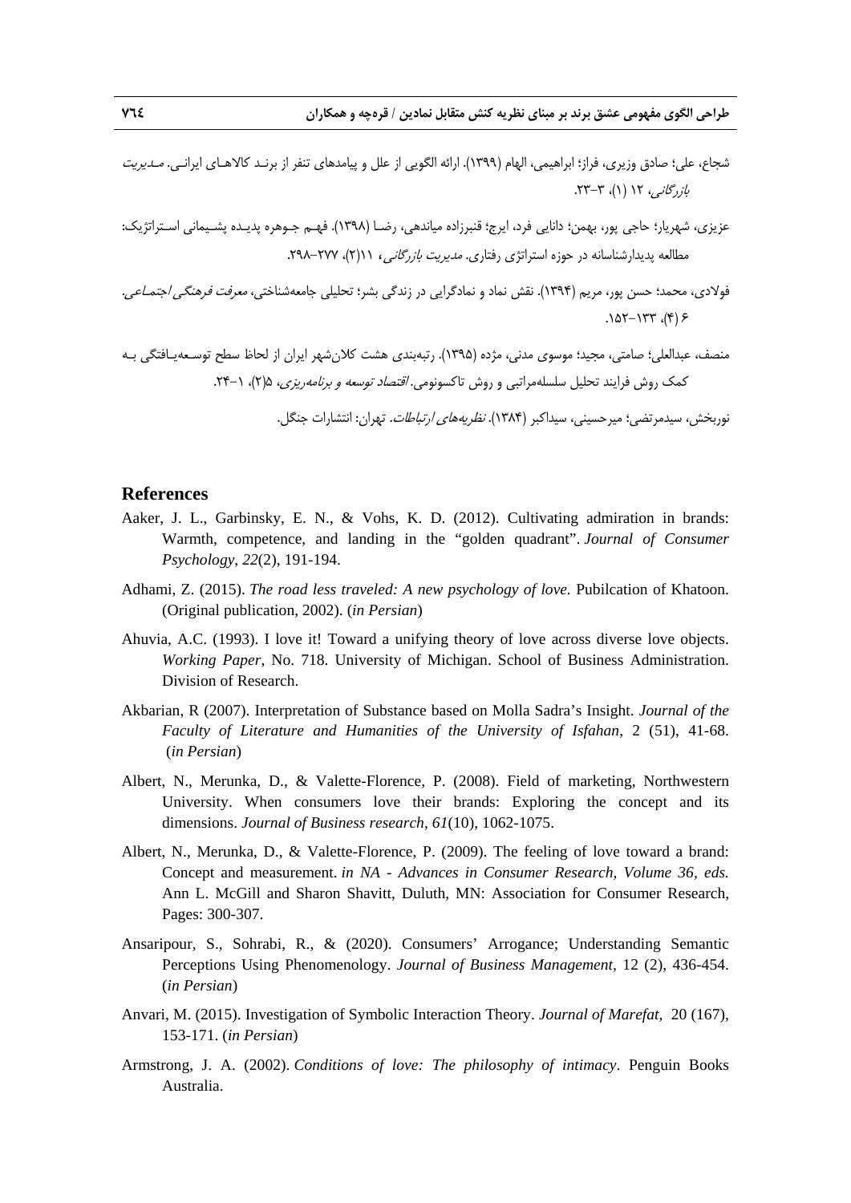شجاع، علی؛ صادق وزیری، فراز؛ ابراهیمی، الهام (۱۳۹۹). ارائه الگویی از علل و پیامدهای تنفر از برنـد کالاهـای ایرانـی. *مـدیریت بازرگانی*، ۱۲ (۱)، ۳-۲۳.

عزیزی، شهریار؛ حاجی پور، بهمن؛ دانایی فرد، ایرج؛ قنبرزاده میاندهی، رضـا (۱۳۹۸). فهـم جـوهره پدیـده پشـیمانی اسـتراتژیک: مطالعه پدیدارشناسانه در حوزه استراتژی رفتاری. *مدیریت بازرگانی*، ۱۱(۲)، ۲۷۷-۲۹۸.

فولادی، محمد؛ حسن پور، مریم (۱۳۹۴). نقش نماد و نمادگرایی در زندگی بشر؛ تحلیلی جامعه‌شناختی، *معرفت فرهنگی اجتمـاعی*. ۶ (۴)، ۱۳۳-۱۵۲.

منصف، عبدالعلی؛ صامتی، مجید؛ موسوی مدنی، مژده (۱۳۹۵). رتبه‌بندی هشت کلان‌شهر ایران از لحاظ سطح توسـعه‌یـافتگی بـه کمک روش فرایند تحلیل سلسله‌مراتبی و روش تاکسونومی. *اقتصاد توسعه و برنامه‌ریزی*، ۵(۲)، ۱-۲۴.

نوربخش، سیدمرتضی؛ میرحسینی، سیداکبر (۱۳۸۴). *نظریه‌های ارتباطات*. تهران: انتشارات جنگل.

## References

Aaker, J. L., Garbinsky, E. N., & Vohs, K. D. (2012). Cultivating admiration in brands: Warmth, competence, and landing in the "golden quadrant". *Journal of Consumer Psychology*, *22*(2), 191-194.

Adhami, Z. (2015). *The road less traveled: A new psychology of love.* Pubilcation of Khatoon. (Original publication, 2002). (*in Persian*)

Ahuvia, A.C. (1993). I love it! Toward a unifying theory of love across diverse love objects. *Working Paper,* No. 718. University of Michigan. School of Business Administration. Division of Research.

Akbarian, R (2007). Interpretation of Substance based on Molla Sadra's Insight. *Journal of the Faculty of Literature and Humanities of the University of Isfahan*, 2 (51), 41-68. (*in Persian*)

Albert, N., Merunka, D., & Valette-Florence, P. (2008). Field of marketing, Northwestern University. When consumers love their brands: Exploring the concept and its dimensions. *Journal of Business research*, *61*(10), 1062-1075.

Albert, N., Merunka, D., & Valette-Florence, P. (2009). The feeling of love toward a brand: Concept and measurement. *in NA - Advances in Consumer Research*, *Volume 36*, *eds.* Ann L. McGill and Sharon Shavitt, Duluth, MN: Association for Consumer Research, Pages: 300-307.

Ansaripour, S., Sohrabi, R., & (2020). Consumers' Arrogance; Understanding Semantic Perceptions Using Phenomenology. *Journal of Business Management*, 12 (2), 436-454. (*in Persian*)

Anvari, M. (2015). Investigation of Symbolic Interaction Theory. *Journal of Marefat*, 20 (167), 153-171. (*in Persian*)

Armstrong, J. A. (2002). *Conditions of love: The philosophy of intimacy*. Penguin Books Australia.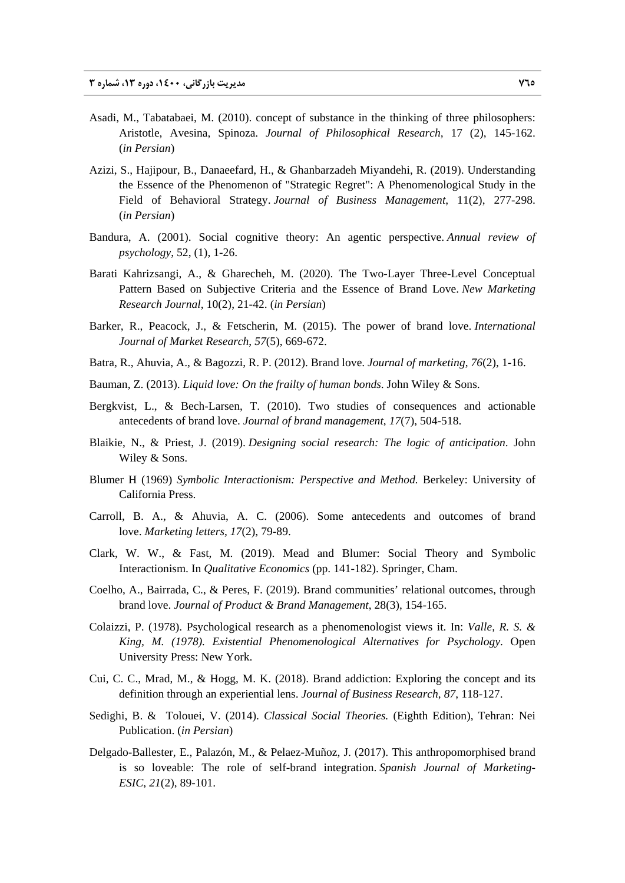Asadi, M., Tabatabaei, M. (2010). concept of substance in the thinking of three philosophers: Aristotle, Avesina, Spinoza. *Journal of Philosophical Research*, 17 (2), 145-162. (*in Persian*)

Azizi, S., Hajipour, B., Danaeefard, H., & Ghanbarzadeh Miyandehi, R. (2019). Understanding the Essence of the Phenomenon of "Strategic Regret": A Phenomenological Study in the Field of Behavioral Strategy. *Journal of Business Management*, 11(2), 277-298. (*in Persian*)

Bandura, A. (2001). Social cognitive theory: An agentic perspective. *Annual review of psychology*, 52, (1), 1-26.

Barati Kahrizsangi, A., & Gharecheh, M. (2020). The Two-Layer Three-Level Conceptual Pattern Based on Subjective Criteria and the Essence of Brand Love. *New Marketing Research Journal*, 10(2), 21-42. (*in Persian*)

Barker, R., Peacock, J., & Fetscherin, M. (2015). The power of brand love. *International Journal of Market Research*, *57*(5), 669-672.

Batra, R., Ahuvia, A., & Bagozzi, R. P. (2012). Brand love. *Journal of marketing*, *76*(2), 1-16.

Bauman, Z. (2013). *Liquid love: On the frailty of human bonds*. John Wiley & Sons.

Bergkvist, L., & Bech-Larsen, T. (2010). Two studies of consequences and actionable antecedents of brand love. *Journal of brand management*, *17*(7), 504-518.

Blaikie, N., & Priest, J. (2019). *Designing social research: The logic of anticipation*. John Wiley & Sons.

Blumer H (1969) *Symbolic Interactionism: Perspective and Method.* Berkeley: University of California Press.

Carroll, B. A., & Ahuvia, A. C. (2006). Some antecedents and outcomes of brand love. *Marketing letters*, *17*(2), 79-89.

Clark, W. W., & Fast, M. (2019). Mead and Blumer: Social Theory and Symbolic Interactionism. In *Qualitative Economics* (pp. 141-182). Springer, Cham.

Coelho, A., Bairrada, C., & Peres, F. (2019). Brand communities' relational outcomes, through brand love. *Journal of Product & Brand Management*, 28(3), 154-165.

Colaizzi, P. (1978). Psychological research as a phenomenologist views it. In: *Valle, R. S. & King, M. (1978). Existential Phenomenological Alternatives for Psychology*. Open University Press: New York.

Cui, C. C., Mrad, M., & Hogg, M. K. (2018). Brand addiction: Exploring the concept and its definition through an experiential lens. *Journal of Business Research*, *87*, 118-127.

Sedighi, B. & Tolouei, V. (2014). *Classical Social Theories.* (Eighth Edition), Tehran: Nei Publication. (*in Persian*)

Delgado-Ballester, E., Palazón, M., & Pelaez-Muñoz, J. (2017). This anthropomorphised brand is so loveable: The role of self-brand integration. *Spanish Journal of Marketing-ESIC*, *21*(2), 89-101.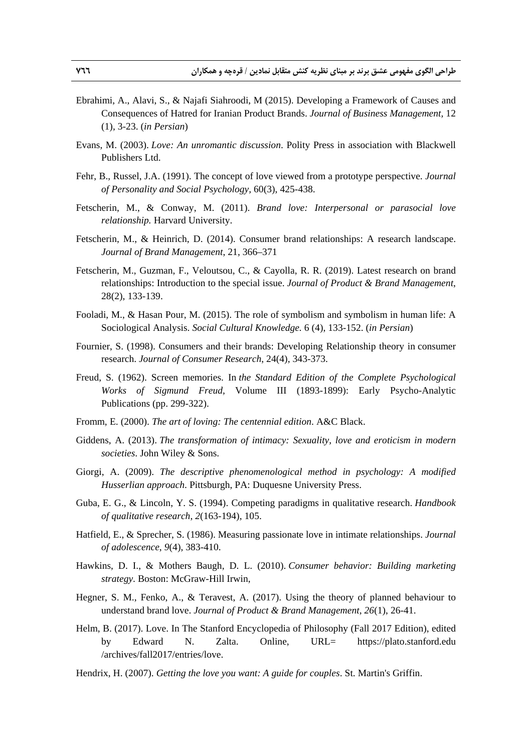Ebrahimi, A., Alavi, S., & Najafi Siahroodi, M (2015). Developing a Framework of Causes and Consequences of Hatred for Iranian Product Brands. *Journal of Business Management*, 12 (1), 3-23. (*in Persian*)

Evans, M. (2003). *Love: An unromantic discussion*. Polity Press in association with Blackwell Publishers Ltd.

Fehr, B., Russel, J.A. (1991). The concept of love viewed from a prototype perspective. *Journal of Personality and Social Psychology*, 60(3), 425-438.

Fetscherin, M., & Conway, M. (2011). *Brand love: Interpersonal or parasocial love relationship.* Harvard University.

Fetscherin, M., & Heinrich, D. (2014). Consumer brand relationships: A research landscape. *Journal of Brand Management*, 21, 366–371

Fetscherin, M., Guzman, F., Veloutsou, C., & Cayolla, R. R. (2019). Latest research on brand relationships: Introduction to the special issue. *Journal of Product & Brand Management*, 28(2), 133-139.

Fooladi, M., & Hasan Pour, M. (2015). The role of symbolism and symbolism in human life: A Sociological Analysis. *Social Cultural Knowledge.* 6 (4), 133-152. (*in Persian*)

Fournier, S. (1998). Consumers and their brands: Developing Relationship theory in consumer research. *Journal of Consumer Research*, 24(4), 343-373.

Freud, S. (1962). Screen memories. In *the Standard Edition of the Complete Psychological Works of Sigmund Freud,* Volume III (1893-1899): Early Psycho-Analytic Publications (pp. 299-322).

Fromm, E. (2000). *The art of loving: The centennial edition*. A&C Black.

Giddens, A. (2013). *The transformation of intimacy: Sexuality, love and eroticism in modern societies*. John Wiley & Sons.

Giorgi, A. (2009). *The descriptive phenomenological method in psychology: A modified Husserlian approach*. Pittsburgh, PA: Duquesne University Press.

Guba, E. G., & Lincoln, Y. S. (1994). Competing paradigms in qualitative research. *Handbook of qualitative research*, *2*(163-194), 105.

Hatfield, E., & Sprecher, S. (1986). Measuring passionate love in intimate relationships. *Journal of adolescence*, *9*(4), 383-410.

Hawkins, D. I., & Mothers Baugh, D. L. (2010). *Consumer behavior: Building marketing strategy*. Boston: McGraw-Hill Irwin,

Hegner, S. M., Fenko, A., & Teravest, A. (2017). Using the theory of planned behaviour to understand brand love. *Journal of Product & Brand Management*, *26*(1), 26-41.

Helm, B. (2017). Love. In The Stanford Encyclopedia of Philosophy (Fall 2017 Edition), edited by Edward N. Zalta. Online, URL= https://plato.stanford.edu /archives/fall2017/entries/love.

Hendrix, H. (2007). *Getting the love you want: A guide for couples*. St. Martin's Griffin.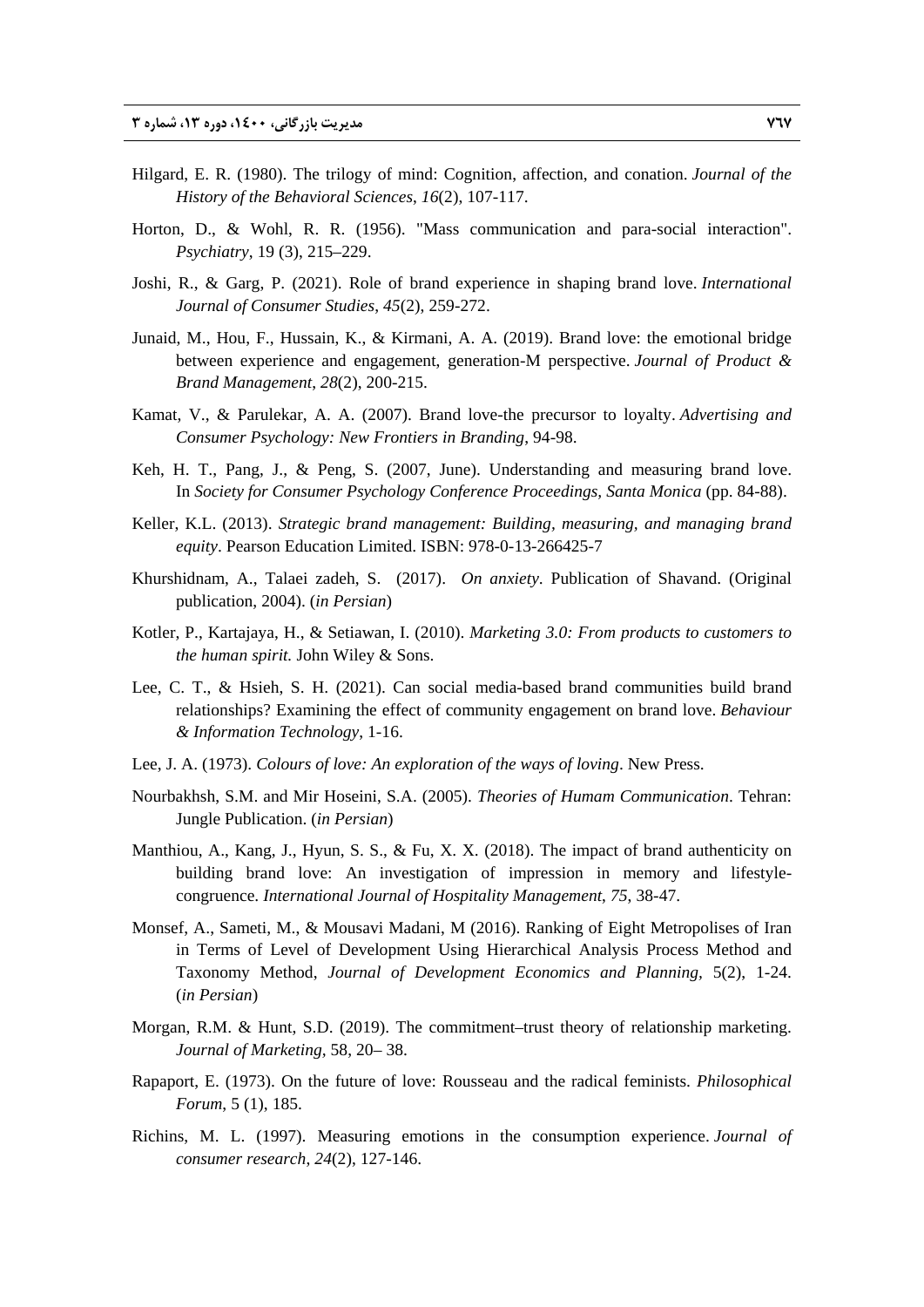Hilgard, E. R. (1980). The trilogy of mind: Cognition, affection, and conation. *Journal of the History of the Behavioral Sciences*, *16*(2), 107-117.

Horton, D., & Wohl, R. R. (1956). "Mass communication and para-social interaction". *Psychiatry*, 19 (3), 215–229.

Joshi, R., & Garg, P. (2021). Role of brand experience in shaping brand love. *International Journal of Consumer Studies*, *45*(2), 259-272.

Junaid, M., Hou, F., Hussain, K., & Kirmani, A. A. (2019). Brand love: the emotional bridge between experience and engagement, generation-M perspective. *Journal of Product & Brand Management*, *28*(2), 200-215.

Kamat, V., & Parulekar, A. A. (2007). Brand love-the precursor to loyalty. *Advertising and Consumer Psychology: New Frontiers in Branding*, 94-98.

Keh, H. T., Pang, J., & Peng, S. (2007, June). Understanding and measuring brand love. In *Society for Consumer Psychology Conference Proceedings, Santa Monica* (pp. 84-88).

Keller, K.L. (2013). *Strategic brand management: Building, measuring, and managing brand equity*. Pearson Education Limited. ISBN: 978-0-13-266425-7

Khurshidnam, A., Talaei zadeh, S. (2017). *On anxiety*. Publication of Shavand. (Original publication, 2004). (*in Persian*)

Kotler, P., Kartajaya, H., & Setiawan, I. (2010). *Marketing 3.0: From products to customers to the human spirit.* John Wiley & Sons.

Lee, C. T., & Hsieh, S. H. (2021). Can social media-based brand communities build brand relationships? Examining the effect of community engagement on brand love. *Behaviour & Information Technology*, 1-16.

Lee, J. A. (1973). *Colours of love: An exploration of the ways of loving*. New Press.

Nourbakhsh, S.M. and Mir Hoseini, S.A. (2005). *Theories of Humam Communication*. Tehran: Jungle Publication. (*in Persian*)

Manthiou, A., Kang, J., Hyun, S. S., & Fu, X. X. (2018). The impact of brand authenticity on building brand love: An investigation of impression in memory and lifestyle-congruence. *International Journal of Hospitality Management*, *75*, 38-47.

Monsef, A., Sameti, M., & Mousavi Madani, M (2016). Ranking of Eight Metropolises of Iran in Terms of Level of Development Using Hierarchical Analysis Process Method and Taxonomy Method, *Journal of Development Economics and Planning*, 5(2), 1-24. (*in Persian*)

Morgan, R.M. & Hunt, S.D. (2019). The commitment–trust theory of relationship marketing. *Journal of Marketing*, 58, 20– 38.

Rapaport, E. (1973). On the future of love: Rousseau and the radical feminists. *Philosophical Forum*, 5 (1), 185.

Richins, M. L. (1997). Measuring emotions in the consumption experience. *Journal of consumer research*, *24*(2), 127-146.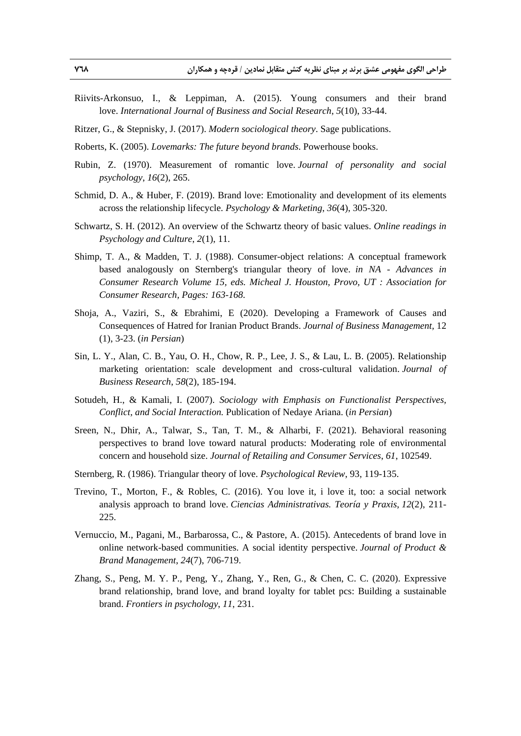Riivits-Arkonsuo, I., & Leppiman, A. (2015). Young consumers and their brand love. *International Journal of Business and Social Research*, *5*(10), 33-44.

Ritzer, G., & Stepnisky, J. (2017). *Modern sociological theory*. Sage publications.

Roberts, K. (2005). *Lovemarks: The future beyond brands*. Powerhouse books.

Rubin, Z. (1970). Measurement of romantic love. *Journal of personality and social psychology*, *16*(2), 265.

Schmid, D. A., & Huber, F. (2019). Brand love: Emotionality and development of its elements across the relationship lifecycle. *Psychology & Marketing*, *36*(4), 305-320.

Schwartz, S. H. (2012). An overview of the Schwartz theory of basic values. *Online readings in Psychology and Culture*, *2*(1), 11.

Shimp, T. A., & Madden, T. J. (1988). Consumer-object relations: A conceptual framework based analogously on Sternberg's triangular theory of love. *in NA - Advances in Consumer Research Volume 15, eds. Micheal J. Houston, Provo, UT : Association for Consumer Research, Pages: 163-168.*

Shoja, A., Vaziri, S., & Ebrahimi, E (2020). Developing a Framework of Causes and Consequences of Hatred for Iranian Product Brands. *Journal of Business Management*, 12 (1), 3-23. (*in Persian*)

Sin, L. Y., Alan, C. B., Yau, O. H., Chow, R. P., Lee, J. S., & Lau, L. B. (2005). Relationship marketing orientation: scale development and cross-cultural validation. *Journal of Business Research*, *58*(2), 185-194.

Sotudeh, H., & Kamali, I. (2007). *Sociology with Emphasis on Functionalist Perspectives, Conflict, and Social Interaction.* Publication of Nedaye Ariana. (*in Persian*)

Sreen, N., Dhir, A., Talwar, S., Tan, T. M., & Alharbi, F. (2021). Behavioral reasoning perspectives to brand love toward natural products: Moderating role of environmental concern and household size. *Journal of Retailing and Consumer Services*, *61*, 102549.

Sternberg, R. (1986). Triangular theory of love. *Psychological Review*, 93, 119-135.

Trevino, T., Morton, F., & Robles, C. (2016). You love it, i love it, too: a social network analysis approach to brand love. *Ciencias Administrativas. Teoría y Praxis*, *12*(2), 211-225.

Vernuccio, M., Pagani, M., Barbarossa, C., & Pastore, A. (2015). Antecedents of brand love in online network-based communities. A social identity perspective. *Journal of Product & Brand Management*, *24*(7), 706-719.

Zhang, S., Peng, M. Y. P., Peng, Y., Zhang, Y., Ren, G., & Chen, C. C. (2020). Expressive brand relationship, brand love, and brand loyalty for tablet pcs: Building a sustainable brand. *Frontiers in psychology*, *11*, 231.